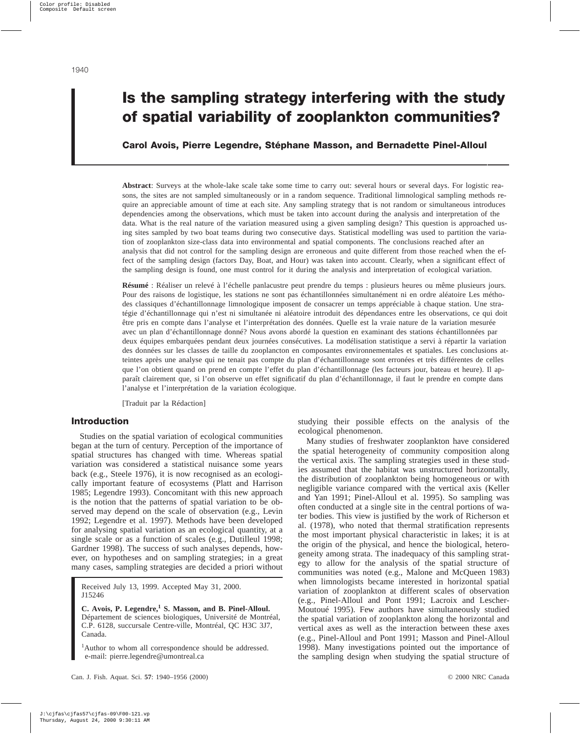# Is the sampling strategy interfering with the study of spatial variability of zooplankton communities?

**Carol Avois, Pierre Legendre, Stéphane Masson, and Bernadette Pinel-Alloul**

**Abstract**: Surveys at the whole-lake scale take some time to carry out: several hours or several days. For logistic reasons, the sites are not sampled simultaneously or in a random sequence. Traditional limnological sampling methods require an appreciable amount of time at each site. Any sampling strategy that is not random or simultaneous introduces dependencies among the observations, which must be taken into account during the analysis and interpretation of the data. What is the real nature of the variation measured using a given sampling design? This question is approached using sites sampled by two boat teams during two consecutive days. Statistical modelling was used to partition the variation of zooplankton size-class data into environmental and spatial components. The conclusions reached after an analysis that did not control for the sampling design are erroneous and quite different from those reached when the effect of the sampling design (factors Day, Boat, and Hour) was taken into account. Clearly, when a significant effect of the sampling design is found, one must control for it during the analysis and interpretation of ecological variation.

**Résumé** : Réaliser un relevé à l'échelle panlacustre peut prendre du temps : plusieurs heures ou même plusieurs jours. Pour des raisons de logistique, les stations ne sont pas échantillonnées simultanément ni en ordre aléatoire Les méthodes classiques d'échantillonnage limnologique imposent de consacrer un temps appréciable à chaque station. Une stratégie d'échantillonnage qui n'est ni simultanée ni aléatoire introduit des dépendances entre les observations, ce qui doit être pris en compte dans l'analyse et l'interprétation des données. Quelle est la vraie nature de la variation mesurée avec un plan d'échantillonnage donné? Nous avons abordé la question en examinant des stations échantillonnées par deux équipes embarquées pendant deux journées consécutives. La modélisation statistique a servi à répartir la variation des données sur les classes de taille du zooplancton en composantes environnementales et spatiales. Les conclusions atteintes après une analyse qui ne tenait pas compte du plan d'échantillonnage sont erronées et très différentes de celles que l'on obtient quand on prend en compte l'effet du plan d'échantillonnage (les facteurs jour, bateau et heure). Il apparaît clairement que, si l'on observe un effet significatif du plan d'échantillonnage, il faut le prendre en compte dans l'analyse et l'interprétation de la variation écologique.

[Traduit par la Rédaction]

## Introduction

Studies on the spatial variation of ecological communities began at the turn of century. Perception of the importance of spatial structures has changed with time. Whereas spatial variation was considered a statistical nuisance some years back (e.g., Steele 1976), it is now recognised as an ecologically important feature of ecosystems (Platt and Harrison 1985; Legendre 1993). Concomitant with this new approach is the notion that the patterns of spatial variation to be observed may depend on the scale of observation (e.g., Levin 1992; Legendre et al. 1997). Methods have been developed for analysing spatial variation as an ecological quantity, at a single scale or as a function of scales (e.g., Dutilleul 1998; Gardner 1998). The success of such analyses depends, however, on hypotheses and on sampling strategies; in a great many cases, sampling strategies are decided a priori without studying their possible effects on the analysis of the ecological phenomenon.

Many studies of freshwater zooplankton have considered the spatial heterogeneity of community composition along the vertical axis. The sampling strategies used in these studies assumed that the habitat was unstructured horizontally, the distribution of zooplankton being homogeneous or with negligible variance compared with the vertical axis (Keller and Yan 1991; Pinel-Alloul et al. 1995). So sampling was often conducted at a single site in the central portions of water bodies. This view is justified by the work of Richerson et al. (1978), who noted that thermal stratification represents the most important physical characteristic in lakes; it is at the origin of the physical, and hence the biological, heterogeneity among strata. The inadequacy of this sampling strategy to allow for the analysis of the spatial structure of communities was noted (e.g., Malone and McQueen 1983) when limnologists became interested in horizontal spatial variation of zooplankton at different scales of observation (e.g., Pinel-Alloul and Pont 1991; Lacroix and Lescher-Moutoué 1995). Few authors have simultaneously studied the spatial variation of zooplankton along the horizontal and vertical axes as well as the interaction between these axes (e.g., Pinel-Alloul and Pont 1991; Masson and Pinel-Alloul 1998). Many investigations pointed out the importance of the sampling design when studying the spatial structure of

Received July 13, 1999. Accepted May 31, 2000.
J15246

**C. Avois, P. Legendre,[1] S. Masson, and B. Pinel-Alloul.** Département de sciences biologiques, Université de Montréal, C.P. 6128, succursale Centre-ville, Montréal, QC H3C 3J7, Canada.

[1]Author to whom all correspondence should be addressed. e-mail: pierre.legendre@umontreal.ca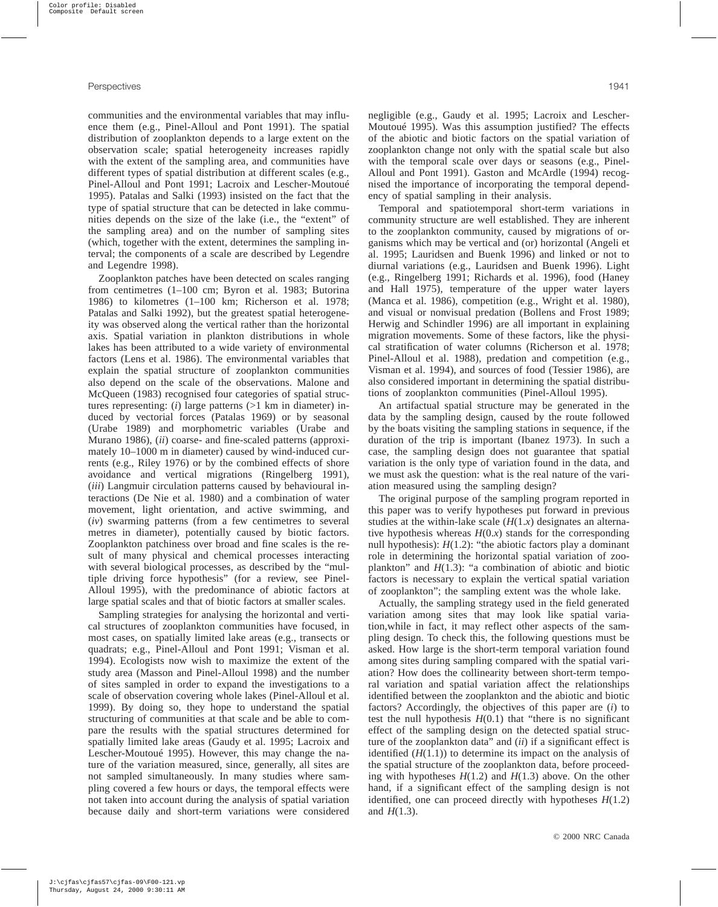communities and the environmental variables that may influence them (e.g., Pinel-Alloul and Pont 1991). The spatial distribution of zooplankton depends to a large extent on the observation scale; spatial heterogeneity increases rapidly with the extent of the sampling area, and communities have different types of spatial distribution at different scales (e.g., Pinel-Alloul and Pont 1991; Lacroix and Lescher-Moutoué 1995). Patalas and Salki (1993) insisted on the fact that the type of spatial structure that can be detected in lake communities depends on the size of the lake (i.e., the "extent" of the sampling area) and on the number of sampling sites (which, together with the extent, determines the sampling interval; the components of a scale are described by Legendre and Legendre 1998).

Zooplankton patches have been detected on scales ranging from centimetres (1–100 cm; Byron et al. 1983; Butorina 1986) to kilometres (1–100 km; Richerson et al. 1978; Patalas and Salki 1992), but the greatest spatial heterogeneity was observed along the vertical rather than the horizontal axis. Spatial variation in plankton distributions in whole lakes has been attributed to a wide variety of environmental factors (Lens et al. 1986). The environmental variables that explain the spatial structure of zooplankton communities also depend on the scale of the observations. Malone and McQueen (1983) recognised four categories of spatial structures representing: (*i*) large patterns (>1 km in diameter) induced by vectorial forces (Patalas 1969) or by seasonal (Urabe 1989) and morphometric variables (Urabe and Murano 1986), (*ii*) coarse- and fine-scaled patterns (approximately 10–1000 m in diameter) caused by wind-induced currents (e.g., Riley 1976) or by the combined effects of shore avoidance and vertical migrations (Ringelberg 1991), (*iii*) Langmuir circulation patterns caused by behavioural interactions (De Nie et al. 1980) and a combination of water movement, light orientation, and active swimming, and (*iv*) swarming patterns (from a few centimetres to several metres in diameter), potentially caused by biotic factors. Zooplankton patchiness over broad and fine scales is the result of many physical and chemical processes interacting with several biological processes, as described by the "multiple driving force hypothesis" (for a review, see Pinel-Alloul 1995), with the predominance of abiotic factors at large spatial scales and that of biotic factors at smaller scales.

Sampling strategies for analysing the horizontal and vertical structures of zooplankton communities have focused, in most cases, on spatially limited lake areas (e.g., transects or quadrats; e.g., Pinel-Alloul and Pont 1991; Visman et al. 1994). Ecologists now wish to maximize the extent of the study area (Masson and Pinel-Alloul 1998) and the number of sites sampled in order to expand the investigations to a scale of observation covering whole lakes (Pinel-Alloul et al. 1999). By doing so, they hope to understand the spatial structuring of communities at that scale and be able to compare the results with the spatial structures determined for spatially limited lake areas (Gaudy et al. 1995; Lacroix and Lescher-Moutoué 1995). However, this may change the nature of the variation measured, since, generally, all sites are not sampled simultaneously. In many studies where sampling covered a few hours or days, the temporal effects were not taken into account during the analysis of spatial variation because daily and short-term variations were considered negligible (e.g., Gaudy et al. 1995; Lacroix and Lescher-Moutoué 1995). Was this assumption justified? The effects of the abiotic and biotic factors on the spatial variation of zooplankton change not only with the spatial scale but also with the temporal scale over days or seasons (e.g., Pinel-Alloul and Pont 1991). Gaston and McArdle (1994) recognised the importance of incorporating the temporal dependency of spatial sampling in their analysis.

Temporal and spatiotemporal short-term variations in community structure are well established. They are inherent to the zooplankton community, caused by migrations of organisms which may be vertical and (or) horizontal (Angeli et al. 1995; Lauridsen and Buenk 1996) and linked or not to diurnal variations (e.g., Lauridsen and Buenk 1996). Light (e.g., Ringelberg 1991; Richards et al. 1996), food (Haney and Hall 1975), temperature of the upper water layers (Manca et al. 1986), competition (e.g., Wright et al. 1980), and visual or nonvisual predation (Bollens and Frost 1989; Herwig and Schindler 1996) are all important in explaining migration movements. Some of these factors, like the physical stratification of water columns (Richerson et al. 1978; Pinel-Alloul et al. 1988), predation and competition (e.g., Visman et al. 1994), and sources of food (Tessier 1986), are also considered important in determining the spatial distributions of zooplankton communities (Pinel-Alloul 1995).

An artifactual spatial structure may be generated in the data by the sampling design, caused by the route followed by the boats visiting the sampling stations in sequence, if the duration of the trip is important (Ibanez 1973). In such a case, the sampling design does not guarantee that spatial variation is the only type of variation found in the data, and we must ask the question: what is the real nature of the variation measured using the sampling design?

The original purpose of the sampling program reported in this paper was to verify hypotheses put forward in previous studies at the within-lake scale ($H(1.x)$ designates an alternative hypothesis whereas $H(0.x)$ stands for the corresponding null hypothesis): $H(1.2)$: "the abiotic factors play a dominant role in determining the horizontal spatial variation of zooplankton" and $H(1.3)$: "a combination of abiotic and biotic factors is necessary to explain the vertical spatial variation of zooplankton"; the sampling extent was the whole lake.

Actually, the sampling strategy used in the field generated variation among sites that may look like spatial variation,while in fact, it may reflect other aspects of the sampling design. To check this, the following questions must be asked. How large is the short-term temporal variation found among sites during sampling compared with the spatial variation? How does the collinearity between short-term temporal variation and spatial variation affect the relationships identified between the zooplankton and the abiotic and biotic factors? Accordingly, the objectives of this paper are (*i*) to test the null hypothesis $H(0.1)$ that "there is no significant effect of the sampling design on the detected spatial structure of the zooplankton data" and (*ii*) if a significant effect is identified ($H(1.1)$) to determine its impact on the analysis of the spatial structure of the zooplankton data, before proceeding with hypotheses $H(1.2)$ and $H(1.3)$ above. On the other hand, if a significant effect of the sampling design is not identified, one can proceed directly with hypotheses $H(1.2)$ and $H(1.3)$.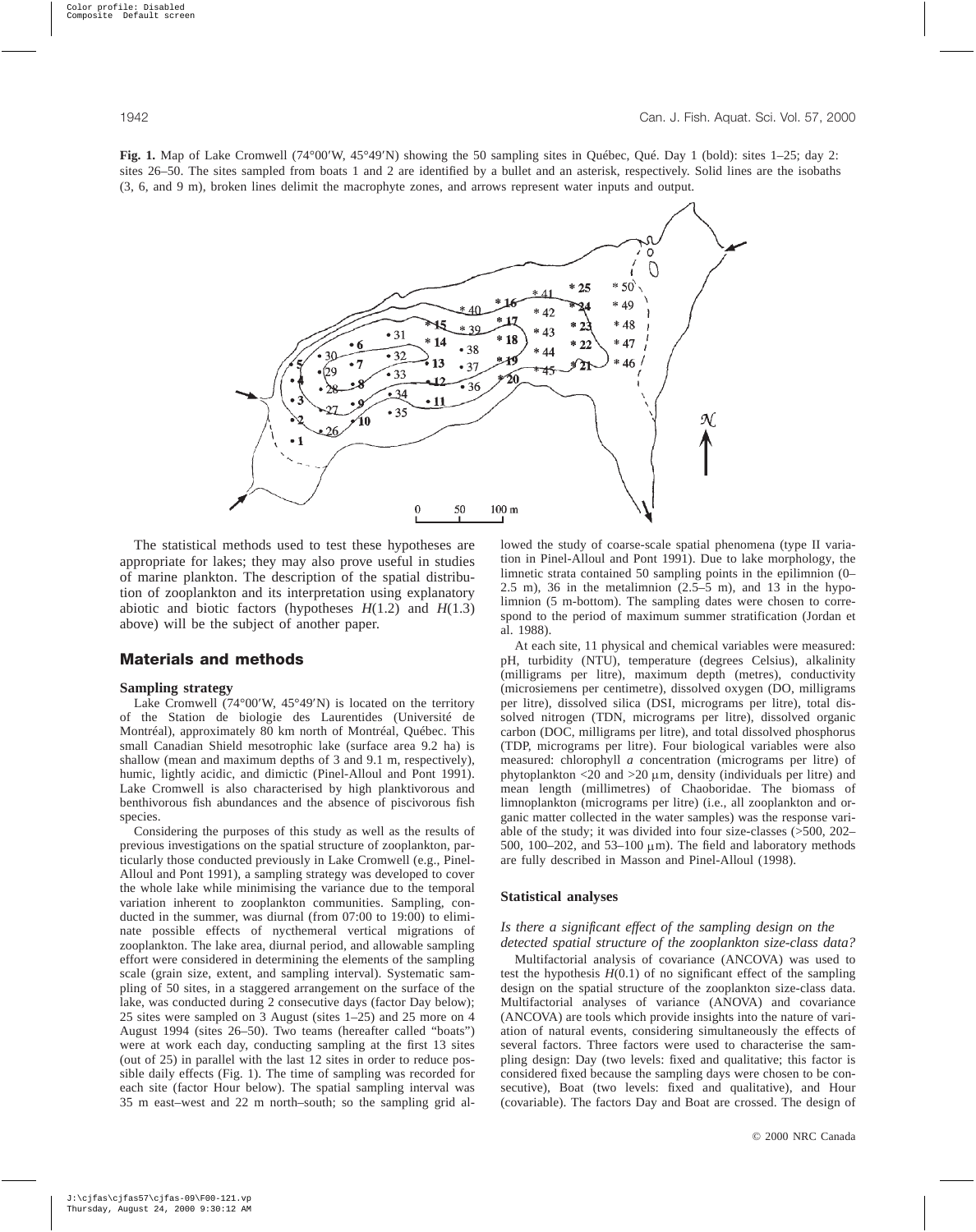**Fig. 1.** Map of Lake Cromwell (74°00′W, 45°49′N) showing the 50 sampling sites in Québec, Qué. Day 1 (bold): sites 1–25; day 2: sites 26–50. The sites sampled from boats 1 and 2 are identified by a bullet and an asterisk, respectively. Solid lines are the isobaths (3, 6, and 9 m), broken lines delimit the macrophyte zones, and arrows represent water inputs and output.

The statistical methods used to test these hypotheses are appropriate for lakes; they may also prove useful in studies of marine plankton. The description of the spatial distribution of zooplankton and its interpretation using explanatory abiotic and biotic factors (hypotheses $H(1.2)$ and $H(1.3)$ above) will be the subject of another paper.

## Materials and methods

### Sampling strategy

Lake Cromwell (74°00′W, 45°49′N) is located on the territory of the Station de biologie des Laurentides (Université de Montréal), approximately 80 km north of Montréal, Québec. This small Canadian Shield mesotrophic lake (surface area 9.2 ha) is shallow (mean and maximum depths of 3 and 9.1 m, respectively), humic, lightly acidic, and dimictic (Pinel-Alloul and Pont 1991). Lake Cromwell is also characterised by high planktivorous and benthivorous fish abundances and the absence of piscivorous fish species.

Considering the purposes of this study as well as the results of previous investigations on the spatial structure of zooplankton, particularly those conducted previously in Lake Cromwell (e.g., Pinel-Alloul and Pont 1991), a sampling strategy was developed to cover the whole lake while minimising the variance due to the temporal variation inherent to zooplankton communities. Sampling, conducted in the summer, was diurnal (from 07:00 to 19:00) to eliminate possible effects of nycthemeral vertical migrations of zooplankton. The lake area, diurnal period, and allowable sampling effort were considered in determining the elements of the sampling scale (grain size, extent, and sampling interval). Systematic sampling of 50 sites, in a staggered arrangement on the surface of the lake, was conducted during 2 consecutive days (factor Day below); 25 sites were sampled on 3 August (sites 1–25) and 25 more on 4 August 1994 (sites 26–50). Two teams (hereafter called "boats") were at work each day, conducting sampling at the first 13 sites (out of 25) in parallel with the last 12 sites in order to reduce possible daily effects (Fig. 1). The time of sampling was recorded for each site (factor Hour below). The spatial sampling interval was 35 m east–west and 22 m north–south; so the sampling grid allowed the study of coarse-scale spatial phenomena (type II variation in Pinel-Alloul and Pont 1991). Due to lake morphology, the limnetic strata contained 50 sampling points in the epilimnion (0–2.5 m), 36 in the metalimnion (2.5–5 m), and 13 in the hypolimnion (5 m-bottom). The sampling dates were chosen to correspond to the period of maximum summer stratification (Jordan et al. 1988).

At each site, 11 physical and chemical variables were measured: pH, turbidity (NTU), temperature (degrees Celsius), alkalinity (milligrams per litre), maximum depth (metres), conductivity (microsiemens per centimetre), dissolved oxygen (DO, milligrams per litre), dissolved silica (DSI, micrograms per litre), total dissolved nitrogen (TDN, micrograms per litre), dissolved organic carbon (DOC, milligrams per litre), and total dissolved phosphorus (TDP, micrograms per litre). Four biological variables were also measured: chlorophyll *a* concentration (micrograms per litre) of phytoplankton <20 and >20 μm, density (individuals per litre) and mean length (millimetres) of Chaoboridae. The biomass of limnoplankton (micrograms per litre) (i.e., all zooplankton and organic matter collected in the water samples) was the response variable of the study; it was divided into four size-classes (>500, 202–500, 100–202, and 53–100 μm). The field and laboratory methods are fully described in Masson and Pinel-Alloul (1998).

### Statistical analyses

#### *Is there a significant effect of the sampling design on the detected spatial structure of the zooplankton size-class data?*

Multifactorial analysis of covariance (ANCOVA) was used to test the hypothesis $H(0.1)$ of no significant effect of the sampling design on the spatial structure of the zooplankton size-class data. Multifactorial analyses of variance (ANOVA) and covariance (ANCOVA) are tools which provide insights into the nature of variation of natural events, considering simultaneously the effects of several factors. Three factors were used to characterise the sampling design: Day (two levels: fixed and qualitative; this factor is considered fixed because the sampling days were chosen to be consecutive), Boat (two levels: fixed and qualitative), and Hour (covariable). The factors Day and Boat are crossed. The design of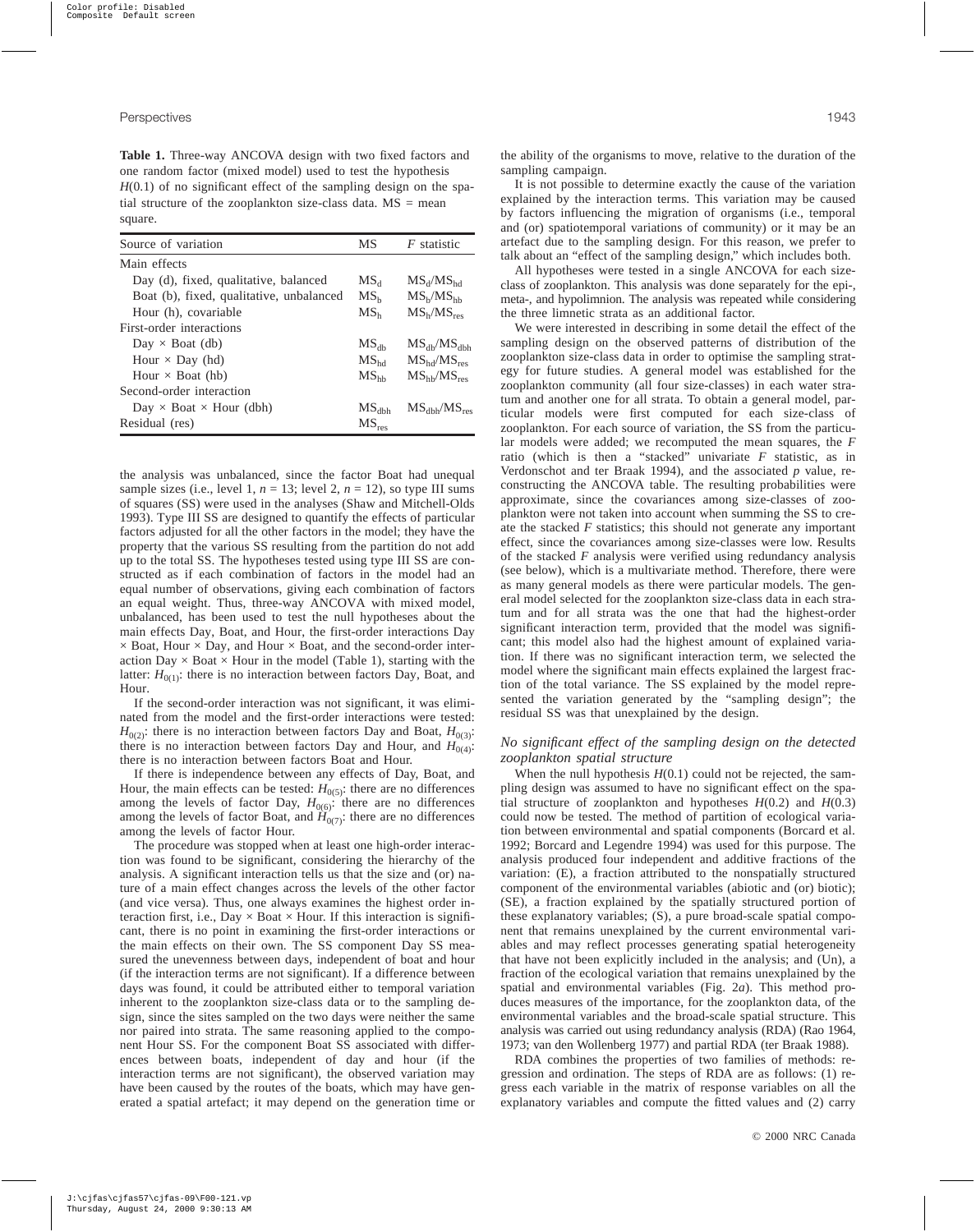**Table 1.** Three-way ANCOVA design with two fixed factors and one random factor (mixed model) used to test the hypothesis $H(0.1)$ of no significant effect of the sampling design on the spatial structure of the zooplankton size-class data. MS = mean square.

| Source of variation | MS | *F* statistic |
|---|---|---|
| Main effects | | |
| Day (d), fixed, qualitative, balanced | $MS_d$ | $MS_d/MS_{hd}$ |
| Boat (b), fixed, qualitative, unbalanced | $MS_b$ | $MS_b/MS_{hb}$ |
| Hour (h), covariable | $MS_h$ | $MS_h/MS_{res}$ |
| First-order interactions | | |
| Day × Boat (db) | $MS_{db}$ | $MS_{db}/MS_{dbh}$ |
| Hour × Day (hd) | $MS_{hd}$ | $MS_{hd}/MS_{res}$ |
| Hour × Boat (hb) | $MS_{hb}$ | $MS_{hb}/MS_{res}$ |
| Second-order interaction | | |
| Day × Boat × Hour (dbh) | $MS_{dbh}$ | $MS_{dbh}/MS_{res}$ |
| Residual (res) | $MS_{res}$ | |

the analysis was unbalanced, since the factor Boat had unequal sample sizes (i.e., level 1, $n = 13$; level 2, $n = 12$), so type III sums of squares (SS) were used in the analyses (Shaw and Mitchell-Olds 1993). Type III SS are designed to quantify the effects of particular factors adjusted for all the other factors in the model; they have the property that the various SS resulting from the partition do not add up to the total SS. The hypotheses tested using type III SS are constructed as if each combination of factors in the model had an equal number of observations, giving each combination of factors an equal weight. Thus, three-way ANCOVA with mixed model, unbalanced, has been used to test the null hypotheses about the main effects Day, Boat, and Hour, the first-order interactions Day × Boat, Hour × Day, and Hour × Boat, and the second-order interaction Day × Boat × Hour in the model (Table 1), starting with the latter: $H_{0(1)}$: there is no interaction between factors Day, Boat, and Hour.

If the second-order interaction was not significant, it was eliminated from the model and the first-order interactions were tested: $H_{0(2)}$: there is no interaction between factors Day and Boat, $H_{0(3)}$: there is no interaction between factors Day and Hour, and $H_{0(4)}$: there is no interaction between factors Boat and Hour.

If there is independence between any effects of Day, Boat, and Hour, the main effects can be tested: $H_{0(5)}$: there are no differences among the levels of factor Day, $H_{0(6)}$: there are no differences among the levels of factor Boat, and $H_{0(7)}$: there are no differences among the levels of factor Hour.

The procedure was stopped when at least one high-order interaction was found to be significant, considering the hierarchy of the analysis. A significant interaction tells us that the size and (or) nature of a main effect changes across the levels of the other factor (and vice versa). Thus, one always examines the highest order interaction first, i.e., Day × Boat × Hour. If this interaction is significant, there is no point in examining the first-order interactions or the main effects on their own. The SS component Day SS measured the unevenness between days, independent of boat and hour (if the interaction terms are not significant). If a difference between days was found, it could be attributed either to temporal variation inherent to the zooplankton size-class data or to the sampling design, since the sites sampled on the two days were neither the same nor paired into strata. The same reasoning applied to the component Hour SS. For the component Boat SS associated with differences between boats, independent of day and hour (if the interaction terms are not significant), the observed variation may have been caused by the routes of the boats, which may have generated a spatial artefact; it may depend on the generation time or the ability of the organisms to move, relative to the duration of the sampling campaign.

It is not possible to determine exactly the cause of the variation explained by the interaction terms. This variation may be caused by factors influencing the migration of organisms (i.e., temporal and (or) spatiotemporal variations of community) or it may be an artefact due to the sampling design. For this reason, we prefer to talk about an "effect of the sampling design," which includes both.

All hypotheses were tested in a single ANCOVA for each size-class of zooplankton. This analysis was done separately for the epi-, meta-, and hypolimnion. The analysis was repeated while considering the three limnetic strata as an additional factor.

We were interested in describing in some detail the effect of the sampling design on the observed patterns of distribution of the zooplankton size-class data in order to optimise the sampling strategy for future studies. A general model was established for the zooplankton community (all four size-classes) in each water stratum and another one for all strata. To obtain a general model, particular models were first computed for each size-class of zooplankton. For each source of variation, the SS from the particular models were added; we recomputed the mean squares, the *F* ratio (which is then a "stacked" univariate *F* statistic, as in Verdonschot and ter Braak 1994), and the associated *p* value, reconstructing the ANCOVA table. The resulting probabilities were approximate, since the covariances among size-classes of zooplankton were not taken into account when summing the SS to create the stacked *F* statistics; this should not generate any important effect, since the covariances among size-classes were low. Results of the stacked *F* analysis were verified using redundancy analysis (see below), which is a multivariate method. Therefore, there were as many general models as there were particular models. The general model selected for the zooplankton size-class data in each stratum and for all strata was the one that had the highest-order significant interaction term, provided that the model was significant; this model also had the highest amount of explained variation. If there was no significant interaction term, we selected the model where the significant main effects explained the largest fraction of the total variance. The SS explained by the model represented the variation generated by the "sampling design"; the residual SS was that unexplained by the design.

### *No significant effect of the sampling design on the detected zooplankton spatial structure*

When the null hypothesis $H(0.1)$ could not be rejected, the sampling design was assumed to have no significant effect on the spatial structure of zooplankton and hypotheses $H(0.2)$ and $H(0.3)$ could now be tested. The method of partition of ecological variation between environmental and spatial components (Borcard et al. 1992; Borcard and Legendre 1994) was used for this purpose. The analysis produced four independent and additive fractions of the variation: (E), a fraction attributed to the nonspatially structured component of the environmental variables (abiotic and (or) biotic); (SE), a fraction explained by the spatially structured portion of these explanatory variables; (S), a pure broad-scale spatial component that remains unexplained by the current environmental variables and may reflect processes generating spatial heterogeneity that have not been explicitly included in the analysis; and (Un), a fraction of the ecological variation that remains unexplained by the spatial and environmental variables (Fig. 2*a*). This method produces measures of the importance, for the zooplankton data, of the environmental variables and the broad-scale spatial structure. This analysis was carried out using redundancy analysis (RDA) (Rao 1964, 1973; van den Wollenberg 1977) and partial RDA (ter Braak 1988).

RDA combines the properties of two families of methods: regression and ordination. The steps of RDA are as follows: (1) regress each variable in the matrix of response variables on all the explanatory variables and compute the fitted values and (2) carry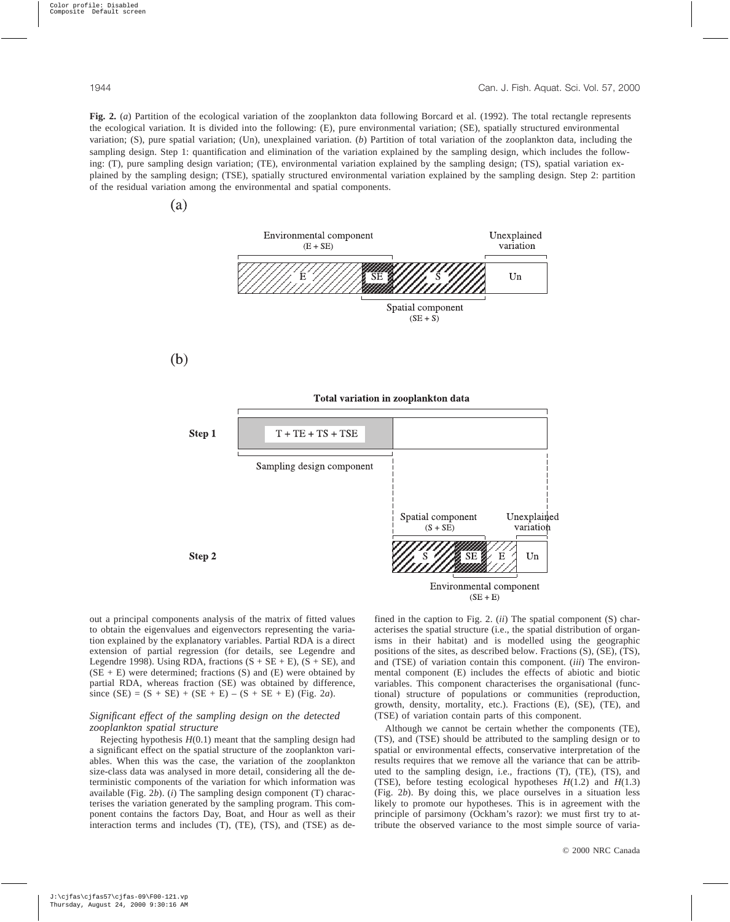**Fig. 2.** (*a*) Partition of the ecological variation of the zooplankton data following Borcard et al. (1992). The total rectangle represents the ecological variation. It is divided into the following: (E), pure environmental variation; (SE), spatially structured environmental variation; (S), pure spatial variation; (Un), unexplained variation. (*b*) Partition of total variation of the zooplankton data, including the sampling design. Step 1: quantification and elimination of the variation explained by the sampling design, which includes the following: (T), pure sampling design variation; (TE), environmental variation explained by the sampling design; (TS), spatial variation explained by the sampling design; (TSE), spatially structured environmental variation explained by the sampling design. Step 2: partition of the residual variation among the environmental and spatial components.

out a principal components analysis of the matrix of fitted values to obtain the eigenvalues and eigenvectors representing the variation explained by the explanatory variables. Partial RDA is a direct extension of partial regression (for details, see Legendre and Legendre 1998). Using RDA, fractions (S + SE + E), (S + SE), and (SE + E) were determined; fractions (S) and (E) were obtained by partial RDA, whereas fraction (SE) was obtained by difference, since (SE) = (S + SE) + (SE + E) – (S + SE + E) (Fig. 2*a*).

### *Significant effect of the sampling design on the detected zooplankton spatial structure*

Rejecting hypothesis $H(0.1)$ meant that the sampling design had a significant effect on the spatial structure of the zooplankton variables. When this was the case, the variation of the zooplankton size-class data was analysed in more detail, considering all the deterministic components of the variation for which information was available (Fig. 2*b*). (*i*) The sampling design component (T) characterises the variation generated by the sampling program. This component contains the factors Day, Boat, and Hour as well as their interaction terms and includes (T), (TE), (TS), and (TSE) as defined in the caption to Fig. 2. (*ii*) The spatial component (S) characterises the spatial structure (i.e., the spatial distribution of organisms in their habitat) and is modelled using the geographic positions of the sites, as described below. Fractions (S), (SE), (TS), and (TSE) of variation contain this component. (*iii*) The environmental component (E) includes the effects of abiotic and biotic variables. This component characterises the organisational (functional) structure of populations or communities (reproduction, growth, density, mortality, etc.). Fractions (E), (SE), (TE), and (TSE) of variation contain parts of this component.

Although we cannot be certain whether the components (TE), (TS), and (TSE) should be attributed to the sampling design or to spatial or environmental effects, conservative interpretation of the results requires that we remove all the variance that can be attributed to the sampling design, i.e., fractions (T), (TE), (TS), and (TSE), before testing ecological hypotheses $H(1.2)$ and $H(1.3)$ (Fig. 2*b*). By doing this, we place ourselves in a situation less likely to promote our hypotheses. This is in agreement with the principle of parsimony (Ockham's razor): we must first try to attribute the observed variance to the most simple source of varia-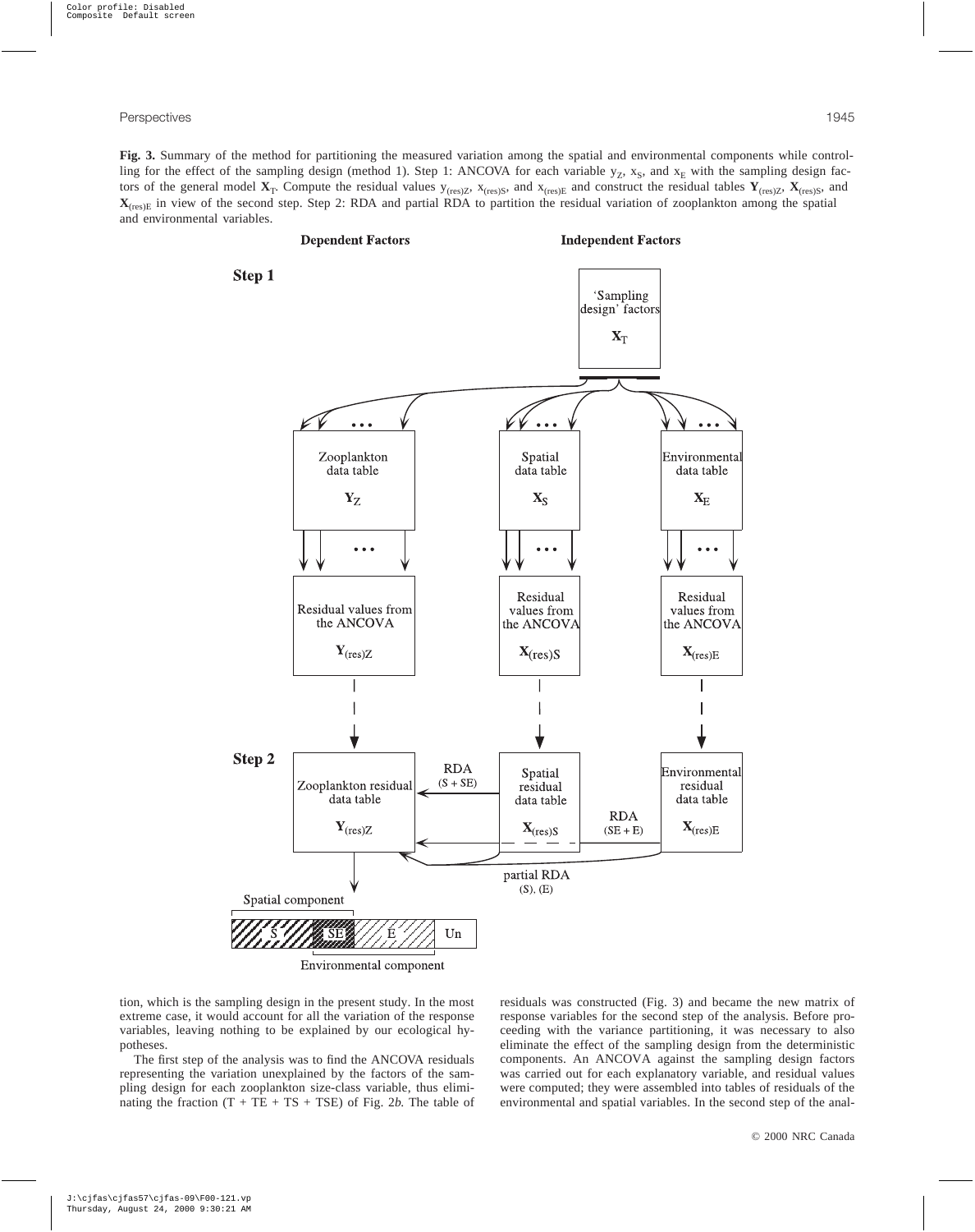**Fig. 3.** Summary of the method for partitioning the measured variation among the spatial and environmental components while controlling for the effect of the sampling design (method 1). Step 1: ANCOVA for each variable $y_Z$, $x_S$, and $x_E$ with the sampling design factors of the general model $\mathbf{X}_T$. Compute the residual values $y_{(res)Z}$, $x_{(res)S}$, and $x_{(res)E}$ and construct the residual tables $\mathbf{Y}_{(res)Z}$, $\mathbf{X}_{(res)S}$, and $\mathbf{X}_{(res)E}$ in view of the second step. Step 2: RDA and partial RDA to partition the residual variation of zooplankton among the spatial and environmental variables.

tion, which is the sampling design in the present study. In the most extreme case, it would account for all the variation of the response variables, leaving nothing to be explained by our ecological hypotheses.

The first step of the analysis was to find the ANCOVA residuals representing the variation unexplained by the factors of the sampling design for each zooplankton size-class variable, thus eliminating the fraction (T + TE + TS + TSE) of Fig. 2*b*. The table of residuals was constructed (Fig. 3) and became the new matrix of response variables for the second step of the analysis. Before proceeding with the variance partitioning, it was necessary to also eliminate the effect of the sampling design from the deterministic components. An ANCOVA against the sampling design factors was carried out for each explanatory variable, and residual values were computed; they were assembled into tables of residuals of the environmental and spatial variables. In the second step of the anal-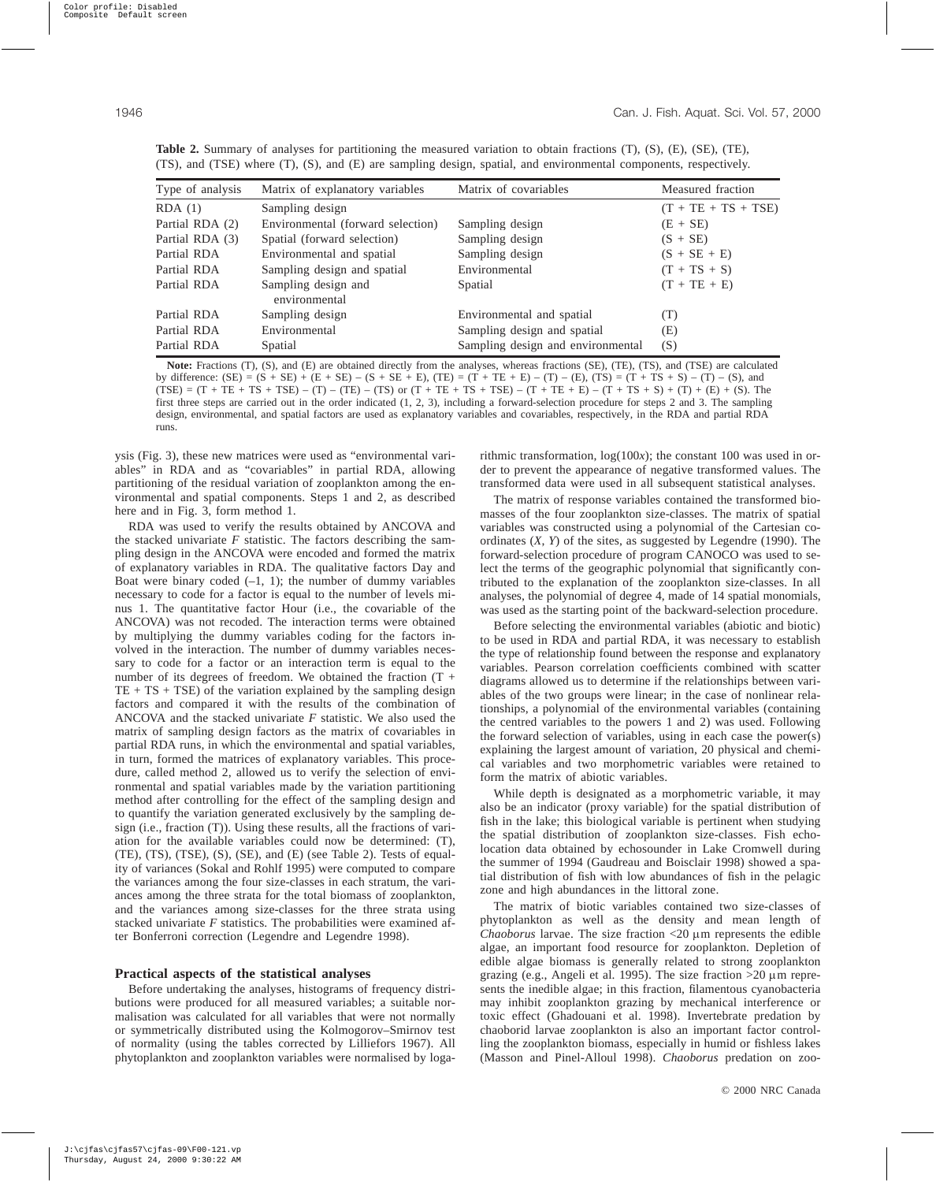**Table 2.** Summary of analyses for partitioning the measured variation to obtain fractions (T), (S), (E), (SE), (TE), (TS), and (TSE) where (T), (S), and (E) are sampling design, spatial, and environmental components, respectively.

| Type of analysis | Matrix of explanatory variables | Matrix of covariables | Measured fraction |
|---|---|---|---|
| RDA (1) | Sampling design | | (T + TE + TS + TSE) |
| Partial RDA (2) | Environmental (forward selection) | Sampling design | (E + SE) |
| Partial RDA (3) | Spatial (forward selection) | Sampling design | (S + SE) |
| Partial RDA | Environmental and spatial | Sampling design | (S + SE + E) |
| Partial RDA | Sampling design and spatial | Environmental | (T + TS + S) |
| Partial RDA | Sampling design and environmental | Spatial | (T + TE + E) |
| Partial RDA | Sampling design | Environmental and spatial | (T) |
| Partial RDA | Environmental | Sampling design and spatial | (E) |
| Partial RDA | Spatial | Sampling design and environmental | (S) |

**Note:** Fractions (T), (S), and (E) are obtained directly from the analyses, whereas fractions (SE), (TE), (TS), and (TSE) are calculated by difference: (SE) = (S + SE) + (E + SE) – (S + SE + E), (TE) = (T + TE + E) – (T) – (E), (TS) = (T + TS + S) – (T) – (S), and (TSE) = (T + TE + TS + TSE) – (T) – (TE) – (TS) or (T + TE + TS + TSE) – (T + TE + E) – (T + TS + S) + (T) + (E) + (S). The first three steps are carried out in the order indicated (1, 2, 3), including a forward-selection procedure for steps 2 and 3. The sampling design, environmental, and spatial factors are used as explanatory variables and covariables, respectively, in the RDA and partial RDA runs.

ysis (Fig. 3), these new matrices were used as "environmental variables" in RDA and as "covariables" in partial RDA, allowing partitioning of the residual variation of zooplankton among the environmental and spatial components. Steps 1 and 2, as described here and in Fig. 3, form method 1.

RDA was used to verify the results obtained by ANCOVA and the stacked univariate $F$ statistic. The factors describing the sampling design in the ANCOVA were encoded and formed the matrix of explanatory variables in RDA. The qualitative factors Day and Boat were binary coded (–1, 1); the number of dummy variables necessary to code for a factor is equal to the number of levels minus 1. The quantitative factor Hour (i.e., the covariable of the ANCOVA) was not recoded. The interaction terms were obtained by multiplying the dummy variables coding for the factors involved in the interaction. The number of dummy variables necessary to code for a factor or an interaction term is equal to the number of its degrees of freedom. We obtained the fraction (T + TE + TS + TSE) of the variation explained by the sampling design factors and compared it with the results of the combination of ANCOVA and the stacked univariate $F$ statistic. We also used the matrix of sampling design factors as the matrix of covariables in partial RDA runs, in which the environmental and spatial variables, in turn, formed the matrices of explanatory variables. This procedure, called method 2, allowed us to verify the selection of environmental and spatial variables made by the variation partitioning method after controlling for the effect of the sampling design and to quantify the variation generated exclusively by the sampling design (i.e., fraction (T)). Using these results, all the fractions of variation for the available variables could now be determined: (T), (TE), (TS), (TSE), (S), (SE), and (E) (see Table 2). Tests of equality of variances (Sokal and Rohlf 1995) were computed to compare the variances among the four size-classes in each stratum, the variances among the three strata for the total biomass of zooplankton, and the variances among size-classes for the three strata using stacked univariate $F$ statistics. The probabilities were examined after Bonferroni correction (Legendre and Legendre 1998).

### Practical aspects of the statistical analyses

Before undertaking the analyses, histograms of frequency distributions were produced for all measured variables; a suitable normalisation was calculated for all variables that were not normally or symmetrically distributed using the Kolmogorov–Smirnov test of normality (using the tables corrected by Lilliefors 1967). All phytoplankton and zooplankton variables were normalised by logarithmic transformation, log(100$x$); the constant 100 was used in order to prevent the appearance of negative transformed values. The transformed data were used in all subsequent statistical analyses.

The matrix of response variables contained the transformed biomasses of the four zooplankton size-classes. The matrix of spatial variables was constructed using a polynomial of the Cartesian coordinates ($X$, $Y$) of the sites, as suggested by Legendre (1990). The forward-selection procedure of program CANOCO was used to select the terms of the geographic polynomial that significantly contributed to the explanation of the zooplankton size-classes. In all analyses, the polynomial of degree 4, made of 14 spatial monomials, was used as the starting point of the backward-selection procedure.

Before selecting the environmental variables (abiotic and biotic) to be used in RDA and partial RDA, it was necessary to establish the type of relationship found between the response and explanatory variables. Pearson correlation coefficients combined with scatter diagrams allowed us to determine if the relationships between variables of the two groups were linear; in the case of nonlinear relationships, a polynomial of the environmental variables (containing the centred variables to the powers 1 and 2) was used. Following the forward selection of variables, using in each case the power(s) explaining the largest amount of variation, 20 physical and chemical variables and two morphometric variables were retained to form the matrix of abiotic variables.

While depth is designated as a morphometric variable, it may also be an indicator (proxy variable) for the spatial distribution of fish in the lake; this biological variable is pertinent when studying the spatial distribution of zooplankton size-classes. Fish echolocation data obtained by echosounder in Lake Cromwell during the summer of 1994 (Gaudreau and Boisclair 1998) showed a spatial distribution of fish with low abundances of fish in the pelagic zone and high abundances in the littoral zone.

The matrix of biotic variables contained two size-classes of phytoplankton as well as the density and mean length of *Chaoborus* larvae. The size fraction <20 µm represents the edible algae, an important food resource for zooplankton. Depletion of edible algae biomass is generally related to strong zooplankton grazing (e.g., Angeli et al. 1995). The size fraction >20 µm represents the inedible algae; in this fraction, filamentous cyanobacteria may inhibit zooplankton grazing by mechanical interference or toxic effect (Ghadouani et al. 1998). Invertebrate predation by chaoborid larvae zooplankton is also an important factor controlling the zooplankton biomass, especially in humid or fishless lakes (Masson and Pinel-Alloul 1998). *Chaoborus* predation on zoo-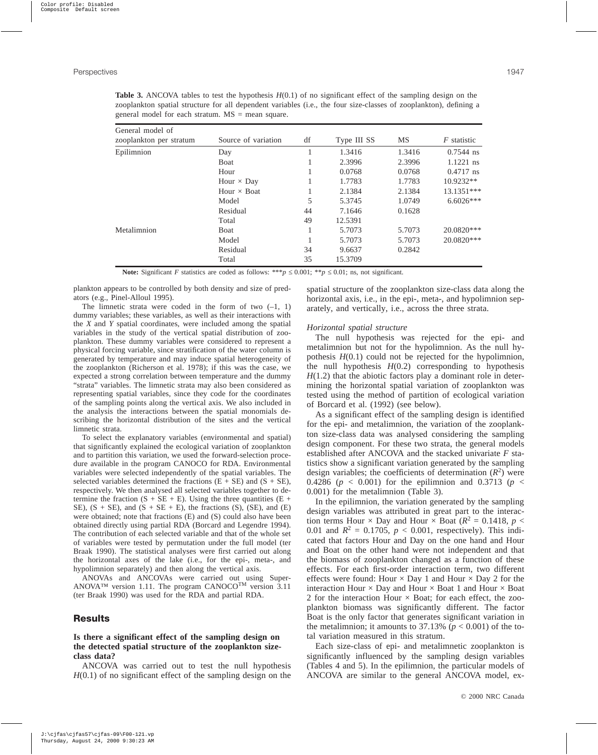**Table 3.** ANCOVA tables to test the hypothesis $H(0.1)$ of no significant effect of the sampling design on the zooplankton spatial structure for all dependent variables (i.e., the four size-classes of zooplankton), defining a general model for each stratum. MS = mean square.

| General model of zooplankton per stratum | Source of variation | df | Type III SS | MS | $F$ statistic |
|---|---|---|---|---|---|
| Epilimnion | Day | 1 | 1.3416 | 1.3416 | 0.7544 ns |
| | Boat | 1 | 2.3996 | 2.3996 | 1.1221 ns |
| | Hour | 1 | 0.0768 | 0.0768 | 0.4717 ns |
| | Hour × Day | 1 | 1.7783 | 1.7783 | 10.9232** |
| | Hour × Boat | 1 | 2.1384 | 2.1384 | 13.1351*** |
| | Model | 5 | 5.3745 | 1.0749 | 6.6026*** |
| | Residual | 44 | 7.1646 | 0.1628 | |
| | Total | 49 | 12.5391 | | |
| Metalimnion | Boat | 1 | 5.7073 | 5.7073 | 20.0820*** |
| | Model | 1 | 5.7073 | 5.7073 | 20.0820*** |
| | Residual | 34 | 9.6637 | 0.2842 | |
| | Total | 35 | 15.3709 | | |

**Note:** Significant $F$ statistics are coded as follows: *** $p \leq 0.001$; ** $p \leq 0.01$; ns, not significant.

plankton appears to be controlled by both density and size of predators (e.g., Pinel-Alloul 1995).

The limnetic strata were coded in the form of two (–1, 1) dummy variables; these variables, as well as their interactions with the $X$ and $Y$ spatial coordinates, were included among the spatial variables in the study of the vertical spatial distribution of zooplankton. These dummy variables were considered to represent a physical forcing variable, since stratification of the water column is generated by temperature and may induce spatial heterogeneity of the zooplankton (Richerson et al. 1978); if this was the case, we expected a strong correlation between temperature and the dummy "strata" variables. The limnetic strata may also been considered as representing spatial variables, since they code for the coordinates of the sampling points along the vertical axis. We also included in the analysis the interactions between the spatial monomials describing the horizontal distribution of the sites and the vertical limnetic strata.

To select the explanatory variables (environmental and spatial) that significantly explained the ecological variation of zooplankton and to partition this variation, we used the forward-selection procedure available in the program CANOCO for RDA. Environmental variables were selected independently of the spatial variables. The selected variables determined the fractions (E + SE) and (S + SE), respectively. We then analysed all selected variables together to determine the fraction (S + SE + E). Using the three quantities (E + SE), (S + SE), and (S + SE + E), the fractions (S), (SE), and (E) were obtained; note that fractions (E) and (S) could also have been obtained directly using partial RDA (Borcard and Legendre 1994). The contribution of each selected variable and that of the whole set of variables were tested by permutation under the full model (ter Braak 1990). The statistical analyses were first carried out along the horizontal axes of the lake (i.e., for the epi-, meta-, and hypolimnion separately) and then along the vertical axis.

ANOVAs and ANCOVAs were carried out using Super-ANOVA™ version 1.11. The program CANOCO™ version 3.11 (ter Braak 1990) was used for the RDA and partial RDA.

## Results

### Is there a significant effect of the sampling design on the detected spatial structure of the zooplankton size-class data?

ANCOVA was carried out to test the null hypothesis $H(0.1)$ of no significant effect of the sampling design on the spatial structure of the zooplankton size-class data along the horizontal axis, i.e., in the epi-, meta-, and hypolimnion separately, and vertically, i.e., across the three strata.

#### *Horizontal spatial structure*

The null hypothesis was rejected for the epi- and metalimnion but not for the hypolimnion. As the null hypothesis $H(0.1)$ could not be rejected for the hypolimnion, the null hypothesis $H(0.2)$ corresponding to hypothesis $H(1.2)$ that the abiotic factors play a dominant role in determining the horizontal spatial variation of zooplankton was tested using the method of partition of ecological variation of Borcard et al. (1992) (see below).

As a significant effect of the sampling design is identified for the epi- and metalimnion, the variation of the zooplankton size-class data was analysed considering the sampling design component. For these two strata, the general models established after ANCOVA and the stacked univariate $F$ statistics show a significant variation generated by the sampling design variables; the coefficients of determination ($R^2$) were 0.4286 ($p < 0.001$) for the epilimnion and 0.3713 ($p < 0.001$) for the metalimnion (Table 3).

In the epilimnion, the variation generated by the sampling design variables was attributed in great part to the interaction terms Hour × Day and Hour × Boat ($R^2 = 0.1418$, $p < 0.01$ and $R^2 = 0.1705$, $p < 0.001$, respectively). This indicated that factors Hour and Day on the one hand and Hour and Boat on the other hand were not independent and that the biomass of zooplankton changed as a function of these effects. For each first-order interaction term, two different effects were found: Hour × Day 1 and Hour × Day 2 for the interaction Hour × Day and Hour × Boat 1 and Hour × Boat 2 for the interaction Hour × Boat; for each effect, the zooplankton biomass was significantly different. The factor Boat is the only factor that generates significant variation in the metalimnion; it amounts to 37.13% ($p < 0.001$) of the total variation measured in this stratum.

Each size-class of epi- and metalimnetic zooplankton is significantly influenced by the sampling design variables (Tables 4 and 5). In the epilimnion, the particular models of ANCOVA are similar to the general ANCOVA model, ex-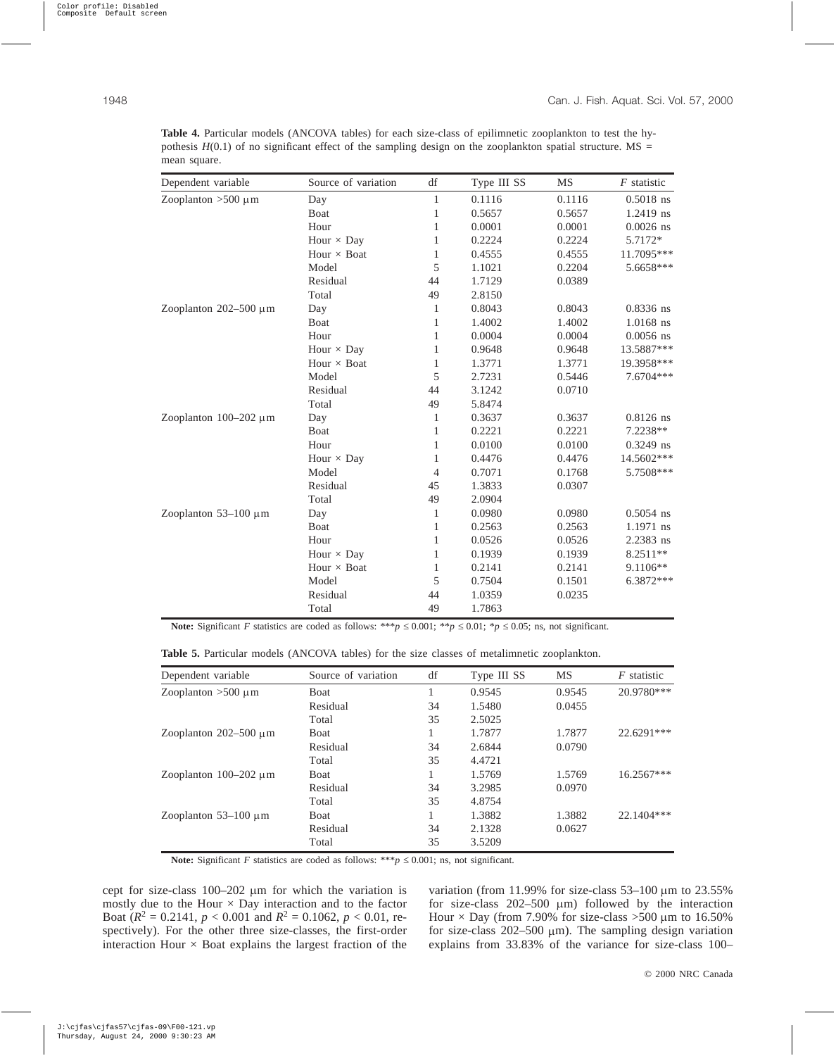**Table 4.** Particular models (ANCOVA tables) for each size-class of epilimnetic zooplankton to test the hypothesis $H(0.1)$ of no significant effect of the sampling design on the zooplankton spatial structure. MS = mean square.

| Dependent variable | Source of variation | df | Type III SS | MS | $F$ statistic |
|---|---|---|---|---|---|
| Zooplanton >500 µm | Day | 1 | 0.1116 | 0.1116 | 0.5018 ns |
| | Boat | 1 | 0.5657 | 0.5657 | 1.2419 ns |
| | Hour | 1 | 0.0001 | 0.0001 | 0.0026 ns |
| | Hour × Day | 1 | 0.2224 | 0.2224 | 5.7172* |
| | Hour × Boat | 1 | 0.4555 | 0.4555 | 11.7095*** |
| | Model | 5 | 1.1021 | 0.2204 | 5.6658*** |
| | Residual | 44 | 1.7129 | 0.0389 | |
| | Total | 49 | 2.8150 | | |
| Zooplanton 202–500 µm | Day | 1 | 0.8043 | 0.8043 | 0.8336 ns |
| | Boat | 1 | 1.4002 | 1.4002 | 1.0168 ns |
| | Hour | 1 | 0.0004 | 0.0004 | 0.0056 ns |
| | Hour × Day | 1 | 0.9648 | 0.9648 | 13.5887*** |
| | Hour × Boat | 1 | 1.3771 | 1.3771 | 19.3958*** |
| | Model | 5 | 2.7231 | 0.5446 | 7.6704*** |
| | Residual | 44 | 3.1242 | 0.0710 | |
| | Total | 49 | 5.8474 | | |
| Zooplanton 100–202 µm | Day | 1 | 0.3637 | 0.3637 | 0.8126 ns |
| | Boat | 1 | 0.2221 | 0.2221 | 7.2238** |
| | Hour | 1 | 0.0100 | 0.0100 | 0.3249 ns |
| | Hour × Day | 1 | 0.4476 | 0.4476 | 14.5602*** |
| | Model | 4 | 0.7071 | 0.1768 | 5.7508*** |
| | Residual | 45 | 1.3833 | 0.0307 | |
| | Total | 49 | 2.0904 | | |
| Zooplanton 53–100 µm | Day | 1 | 0.0980 | 0.0980 | 0.5054 ns |
| | Boat | 1 | 0.2563 | 0.2563 | 1.1971 ns |
| | Hour | 1 | 0.0526 | 0.0526 | 2.2383 ns |
| | Hour × Day | 1 | 0.1939 | 0.1939 | 8.2511** |
| | Hour × Boat | 1 | 0.2141 | 0.2141 | 9.1106** |
| | Model | 5 | 0.7504 | 0.1501 | 6.3872*** |
| | Residual | 44 | 1.0359 | 0.0235 | |
| | Total | 49 | 1.7863 | | |

**Note:** Significant $F$ statistics are coded as follows: $***p \leq 0.001$; $**p \leq 0.01$; $*p \leq 0.05$; ns, not significant.

**Table 5.** Particular models (ANCOVA tables) for the size classes of metalimnetic zooplankton.

| Dependent variable | Source of variation | df | Type III SS | MS | $F$ statistic |
|---|---|---|---|---|---|
| Zooplanton >500 µm | Boat | 1 | 0.9545 | 0.9545 | 20.9780*** |
| | Residual | 34 | 1.5480 | 0.0455 | |
| | Total | 35 | 2.5025 | | |
| Zooplanton 202–500 µm | Boat | 1 | 1.7877 | 1.7877 | 22.6291*** |
| | Residual | 34 | 2.6844 | 0.0790 | |
| | Total | 35 | 4.4721 | | |
| Zooplanton 100–202 µm | Boat | 1 | 1.5769 | 1.5769 | 16.2567*** |
| | Residual | 34 | 3.2985 | 0.0970 | |
| | Total | 35 | 4.8754 | | |
| Zooplanton 53–100 µm | Boat | 1 | 1.3882 | 1.3882 | 22.1404*** |
| | Residual | 34 | 2.1328 | 0.0627 | |
| | Total | 35 | 3.5209 | | |

**Note:** Significant $F$ statistics are coded as follows: $***p \leq 0.001$; ns, not significant.

cept for size-class 100–202 µm for which the variation is mostly due to the Hour × Day interaction and to the factor Boat ($R^2 = 0.2141$, $p < 0.001$ and $R^2 = 0.1062$, $p < 0.01$, respectively). For the other three size-classes, the first-order interaction Hour × Boat explains the largest fraction of the variation (from 11.99% for size-class 53–100 µm to 23.55% for size-class 202–500 µm) followed by the interaction Hour × Day (from 7.90% for size-class >500 µm to 16.50% for size-class 202–500 µm). The sampling design variation explains from 33.83% of the variance for size-class 100–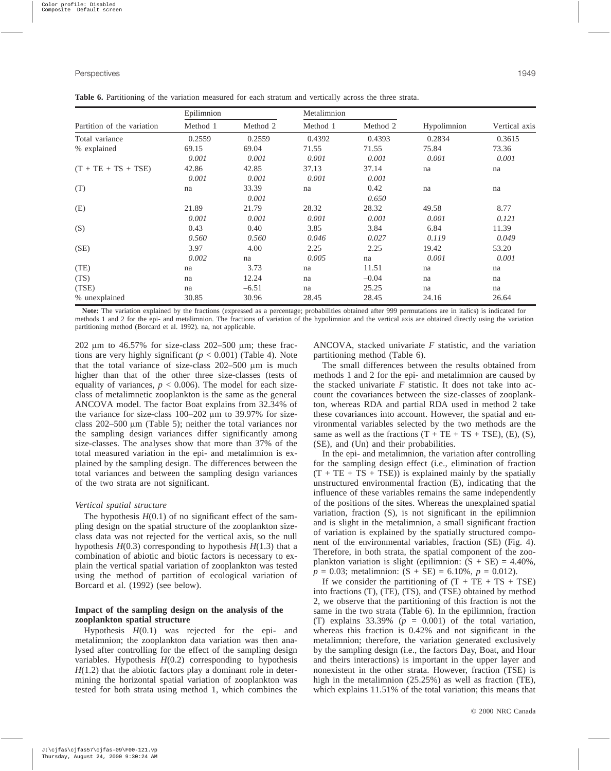**Table 6.** Partitioning of the variation measured for each stratum and vertically across the three strata.

| Partition of the variation | Epilimnion | | Metalimnion | | Hypolimnion | Vertical axis |
|---|---|---|---|---|---|---|
| | Method 1 | Method 2 | Method 1 | Method 2 | | |
| Total variance | 0.2559 | 0.2559 | 0.4392 | 0.4393 | 0.2834 | 0.3615 |
| % explained | 69.15 | 69.04 | 71.55 | 71.55 | 75.84 | 73.36 |
| | *0.001* | *0.001* | *0.001* | *0.001* | *0.001* | *0.001* |
| (T + TE + TS + TSE) | 42.86 | 42.85 | 37.13 | 37.14 | na | na |
| | *0.001* | *0.001* | *0.001* | *0.001* | | |
| (T) | na | 33.39 | na | 0.42 | na | na |
| | | *0.001* | | *0.650* | | |
| (E) | 21.89 | 21.79 | 28.32 | 28.32 | 49.58 | 8.77 |
| | *0.001* | *0.001* | *0.001* | *0.001* | *0.001* | *0.121* |
| (S) | 0.43 | 0.40 | 3.85 | 3.84 | 6.84 | 11.39 |
| | *0.560* | *0.560* | *0.046* | *0.027* | *0.119* | *0.049* |
| (SE) | 3.97 | 4.00 | 2.25 | 2.25 | 19.42 | 53.20 |
| | *0.002* | na | *0.005* | na | *0.001* | *0.001* |
| (TE) | na | 3.73 | na | 11.51 | na | na |
| (TS) | na | 12.24 | na | –0.04 | na | na |
| (TSE) | na | –6.51 | na | 25.25 | na | na |
| % unexplained | 30.85 | 30.96 | 28.45 | 28.45 | 24.16 | 26.64 |

**Note:** The variation explained by the fractions (expressed as a percentage; probabilities obtained after 999 permutations are in italics) is indicated for methods 1 and 2 for the epi- and metalimnion. The fractions of variation of the hypolimnion and the vertical axis are obtained directly using the variation partitioning method (Borcard et al. 1992). na, not applicable.

202 μm to 46.57% for size-class 202–500 μm; these fractions are very highly significant ($p < 0.001$) (Table 4). Note that the total variance of size-class 202–500 μm is much higher than that of the other three size-classes (tests of equality of variances, $p < 0.006$). The model for each size-class of metalimnetic zooplankton is the same as the general ANCOVA model. The factor Boat explains from 32.34% of the variance for size-class 100–202 μm to 39.97% for size-class 202–500 μm (Table 5); neither the total variances nor the sampling design variances differ significantly among size-classes. The analyses show that more than 37% of the total measured variation in the epi- and metalimnion is explained by the sampling design. The differences between the total variances and between the sampling design variances of the two strata are not significant.

### *Vertical spatial structure*

The hypothesis $H(0.1)$ of no significant effect of the sampling design on the spatial structure of the zooplankton size-class data was not rejected for the vertical axis, so the null hypothesis $H(0.3)$ corresponding to hypothesis $H(1.3)$ that a combination of abiotic and biotic factors is necessary to explain the vertical spatial variation of zooplankton was tested using the method of partition of ecological variation of Borcard et al. (1992) (see below).

### Impact of the sampling design on the analysis of the zooplankton spatial structure

Hypothesis $H(0.1)$ was rejected for the epi- and metalimnion; the zooplankton data variation was then analysed after controlling for the effect of the sampling design variables. Hypothesis $H(0.2)$ corresponding to hypothesis $H(1.2)$ that the abiotic factors play a dominant role in determining the horizontal spatial variation of zooplankton was tested for both strata using method 1, which combines the ANCOVA, stacked univariate $F$ statistic, and the variation partitioning method (Table 6).

The small differences between the results obtained from methods 1 and 2 for the epi- and metalimnion are caused by the stacked univariate $F$ statistic. It does not take into account the covariances between the size-classes of zooplankton, whereas RDA and partial RDA used in method 2 take these covariances into account. However, the spatial and environmental variables selected by the two methods are the same as well as the fractions (T + TE + TS + TSE), (E), (S), (SE), and (Un) and their probabilities.

In the epi- and metalimnion, the variation after controlling for the sampling design effect (i.e., elimination of fraction (T + TE + TS + TSE)) is explained mainly by the spatially unstructured environmental fraction (E), indicating that the influence of these variables remains the same independently of the positions of the sites. Whereas the unexplained spatial variation, fraction (S), is not significant in the epilimnion and is slight in the metalimnion, a small significant fraction of variation is explained by the spatially structured component of the environmental variables, fraction (SE) (Fig. 4). Therefore, in both strata, the spatial component of the zooplankton variation is slight (epilimnion: (S + SE) = 4.40%, $p = 0.03$; metalimnion: (S + SE) = 6.10%, $p = 0.012$).

If we consider the partitioning of (T + TE + TS + TSE) into fractions (T), (TE), (TS), and (TSE) obtained by method 2, we observe that the partitioning of this fraction is not the same in the two strata (Table 6). In the epilimnion, fraction (T) explains 33.39% ($p = 0.001$) of the total variation, whereas this fraction is 0.42% and not significant in the metalimnion; therefore, the variation generated exclusively by the sampling design (i.e., the factors Day, Boat, and Hour and theirs interactions) is important in the upper layer and nonexistent in the other strata. However, fraction (TSE) is high in the metalimnion (25.25%) as well as fraction (TE), which explains 11.51% of the total variation; this means that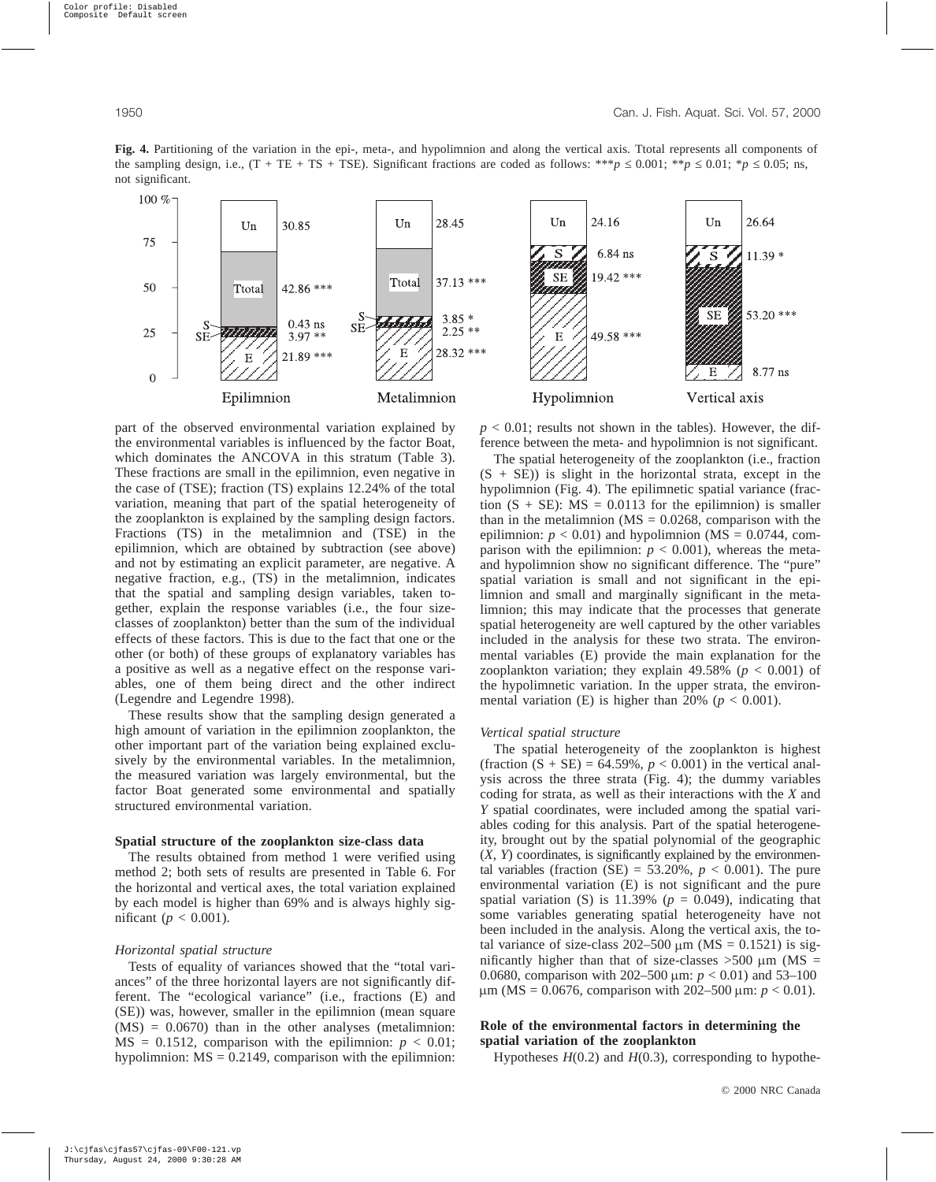**Fig. 4.** Partitioning of the variation in the epi-, meta-, and hypolimnion and along the vertical axis. Ttotal represents all components of the sampling design, i.e., (T + TE + TS + TSE). Significant fractions are coded as follows: *** $p \leq 0.001$; ** $p \leq 0.01$; * $p \leq 0.05$; ns, not significant.

| Fraction | Epilimnion | Metalimnion | Hypolimnion | Vertical axis |
|---|---|---|---|---|
| Un | 30.85 | 28.45 | 24.16 | 26.64 |
| Ttotal | 42.86 *** | 37.13 *** | | |
| S | 0.43 ns | 3.85 * | 6.84 ns | 11.39 * |
| SE | 3.97 ** | 2.25 ** | 19.42 *** | 53.20 *** |
| E | 21.89 *** | 28.32 *** | 49.58 *** | 8.77 ns |

part of the observed environmental variation explained by the environmental variables is influenced by the factor Boat, which dominates the ANCOVA in this stratum (Table 3). These fractions are small in the epilimnion, even negative in the case of (TSE); fraction (TS) explains 12.24% of the total variation, meaning that part of the spatial heterogeneity of the zooplankton is explained by the sampling design factors. Fractions (TS) in the metalimnion and (TSE) in the epilimnion, which are obtained by subtraction (see above) and not by estimating an explicit parameter, are negative. A negative fraction, e.g., (TS) in the metalimnion, indicates that the spatial and sampling design variables, taken together, explain the response variables (i.e., the four size-classes of zooplankton) better than the sum of the individual effects of these factors. This is due to the fact that one or the other (or both) of these groups of explanatory variables has a positive as well as a negative effect on the response variables, one of them being direct and the other indirect (Legendre and Legendre 1998).

These results show that the sampling design generated a high amount of variation in the epilimnion zooplankton, the other important part of the variation being explained exclusively by the environmental variables. In the metalimnion, the measured variation was largely environmental, but the factor Boat generated some environmental and spatially structured environmental variation.

#### Spatial structure of the zooplankton size-class data

The results obtained from method 1 were verified using method 2; both sets of results are presented in Table 6. For the horizontal and vertical axes, the total variation explained by each model is higher than 69% and is always highly significant ($p < 0.001$).

##### *Horizontal spatial structure*

Tests of equality of variances showed that the "total variances" of the three horizontal layers are not significantly different. The "ecological variance" (i.e., fractions (E) and (SE)) was, however, smaller in the epilimnion (mean square (MS) = 0.0670) than in the other analyses (metalimnion: MS = 0.1512, comparison with the epilimnion: $p < 0.01$; hypolimnion: MS = 0.2149, comparison with the epilimnion: $p < 0.01$; results not shown in the tables). However, the difference between the meta- and hypolimnion is not significant.

The spatial heterogeneity of the zooplankton (i.e., fraction (S + SE)) is slight in the horizontal strata, except in the hypolimnion (Fig. 4). The epilimnetic spatial variance (fraction (S + SE): MS = 0.0113 for the epilimnion) is smaller than in the metalimnion (MS = 0.0268, comparison with the epilimnion: $p < 0.01$) and hypolimnion (MS = 0.0744, comparison with the epilimnion: $p < 0.001$), whereas the meta- and hypolimnion show no significant difference. The "pure" spatial variation is small and not significant in the epilimnion and small and marginally significant in the metalimnion; this may indicate that the processes that generate spatial heterogeneity are well captured by the other variables included in the analysis for these two strata. The environmental variables (E) provide the main explanation for the zooplankton variation; they explain 49.58% ($p < 0.001$) of the hypolimnetic variation. In the upper strata, the environmental variation (E) is higher than 20% ($p < 0.001$).

##### *Vertical spatial structure*

The spatial heterogeneity of the zooplankton is highest (fraction (S + SE) = 64.59%, $p < 0.001$) in the vertical analysis across the three strata (Fig. 4); the dummy variables coding for strata, as well as their interactions with the $X$ and $Y$ spatial coordinates, were included among the spatial variables coding for this analysis. Part of the spatial heterogeneity, brought out by the spatial polynomial of the geographic ($X$, $Y$) coordinates, is significantly explained by the environmental variables (fraction (SE) = 53.20%, $p < 0.001$). The pure environmental variation (E) is not significant and the pure spatial variation (S) is 11.39% ($p = 0.049$), indicating that some variables generating spatial heterogeneity have not been included in the analysis. Along the vertical axis, the total variance of size-class 202–500 μm (MS = 0.1521) is significantly higher than that of size-classes >500 μm (MS = 0.0680, comparison with 202–500 μm: $p < 0.01$) and 53–100 μm (MS = 0.0676, comparison with 202–500 μm: $p < 0.01$).

#### Role of the environmental factors in determining the spatial variation of the zooplankton

Hypotheses $H(0.2)$ and $H(0.3)$, corresponding to hypothe-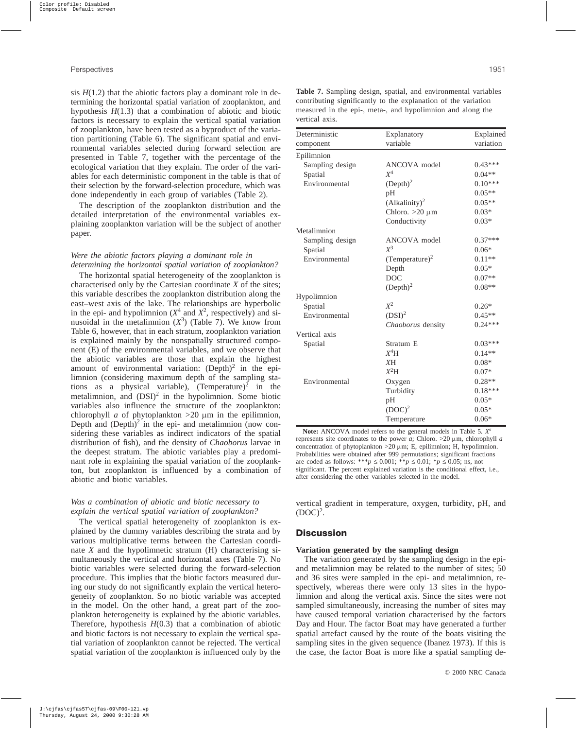sis $H(1.2)$ that the abiotic factors play a dominant role in determining the horizontal spatial variation of zooplankton, and hypothesis $H(1.3)$ that a combination of abiotic and biotic factors is necessary to explain the vertical spatial variation of zooplankton, have been tested as a byproduct of the variation partitioning (Table 6). The significant spatial and environmental variables selected during forward selection are presented in Table 7, together with the percentage of the ecological variation that they explain. The order of the variables for each deterministic component in the table is that of their selection by the forward-selection procedure, which was done independently in each group of variables (Table 2).

The description of the zooplankton distribution and the detailed interpretation of the environmental variables explaining zooplankton variation will be the subject of another paper.

### *Were the abiotic factors playing a dominant role in determining the horizontal spatial variation of zooplankton?*

The horizontal spatial heterogeneity of the zooplankton is characterised only by the Cartesian coordinate $X$ of the sites; this variable describes the zooplankton distribution along the east–west axis of the lake. The relationships are hyperbolic in the epi- and hypolimnion ($X^4$ and $X^2$, respectively) and sinusoidal in the metalimnion ($X^3$) (Table 7). We know from Table 6, however, that in each stratum, zooplankton variation is explained mainly by the nonspatially structured component (E) of the environmental variables, and we observe that the abiotic variables are those that explain the highest amount of environmental variation: $(\text{Depth})^2$ in the epilimnion (considering maximum depth of the sampling stations as a physical variable), $(\text{Temperature})^2$ in the metalimnion, and $(\text{DSI})^2$ in the hypolimnion. Some biotic variables also influence the structure of the zooplankton: chlorophyll *a* of phytoplankton >20 μm in the epilimnion, Depth and $(\text{Depth})^2$ in the epi- and metalimnion (now considering these variables as indirect indicators of the spatial distribution of fish), and the density of *Chaoborus* larvae in the deepest stratum. The abiotic variables play a predominant role in explaining the spatial variation of the zooplankton, but zooplankton is influenced by a combination of abiotic and biotic variables.

### *Was a combination of abiotic and biotic necessary to explain the vertical spatial variation of zooplankton?*

The vertical spatial heterogeneity of zooplankton is explained by the dummy variables describing the strata and by various multiplicative terms between the Cartesian coordinate $X$ and the hypolimnetic stratum (H) characterising simultaneously the vertical and horizontal axes (Table 7). No biotic variables were selected during the forward-selection procedure. This implies that the biotic factors measured during our study do not significantly explain the vertical heterogeneity of zooplankton. So no biotic variable was accepted in the model. On the other hand, a great part of the zooplankton heterogeneity is explained by the abiotic variables. Therefore, hypothesis $H(0.3)$ that a combination of abiotic and biotic factors is not necessary to explain the vertical spatial variation of zooplankton cannot be rejected. The vertical spatial variation of the zooplankton is influenced only by the vertical gradient in temperature, oxygen, turbidity, pH, and $(\text{DOC})^2$.

**Table 7.** Sampling design, spatial, and environmental variables contributing significantly to the explanation of the variation measured in the epi-, meta-, and hypolimnion and along the vertical axis.

| Deterministic component | Explanatory variable | Explained variation |
|---|---|---|
| Epilimnion | | |
| Sampling design | ANCOVA model | 0.43*** |
| Spatial | $X^4$ | 0.04** |
| Environmental | $(\text{Depth})^2$ | 0.10*** |
| | pH | 0.05** |
| | $(\text{Alkalinity})^2$ | 0.05** |
| | Chloro. >20 μm | 0.03* |
| | Conductivity | 0.03* |
| Metalimnion | | |
| Sampling design | ANCOVA model | 0.37*** |
| Spatial | $X^3$ | 0.06* |
| Environmental | $(\text{Temperature})^2$ | 0.11** |
| | Depth | 0.05* |
| | DOC | 0.07** |
| | $(\text{Depth})^2$ | 0.08** |
| Hypolimnion | | |
| Spatial | $X^2$ | 0.26* |
| Environmental | $(\text{DSI})^2$ | 0.45** |
| | *Chaoborus* density | 0.24*** |
| Vertical axis | | |
| Spatial | Stratum E | 0.03*** |
| | $X^4$H | 0.14** |
| | $X$H | 0.08* |
| | $X^2$H | 0.07* |
| Environmental | Oxygen | 0.28** |
| | Turbidity | 0.18*** |
| | pH | 0.05* |
| | $(\text{DOC})^2$ | 0.05* |
| | Temperature | 0.06* |

**Note:** ANCOVA model refers to the general models in Table 5. $X^a$ represents site coordinates to the power $a$; Chloro. >20 μm, chlorophyll *a* concentration of phytoplankton >20 μm; E, epilimnion; H, hypolimnion. Probabilities were obtained after 999 permutations; significant fractions are coded as follows: ***$p \le 0.001$; **$p \le 0.01$; *$p \le 0.05$; ns, not significant. The percent explained variation is the conditional effect, i.e., after considering the other variables selected in the model.

## Discussion

### Variation generated by the sampling design

The variation generated by the sampling design in the epi- and metalimnion may be related to the number of sites; 50 and 36 sites were sampled in the epi- and metalimnion, respectively, whereas there were only 13 sites in the hypolimnion and along the vertical axis. Since the sites were not sampled simultaneously, increasing the number of sites may have caused temporal variation characterised by the factors Day and Hour. The factor Boat may have generated a further spatial artefact caused by the route of the boats visiting the sampling sites in the given sequence (Ibanez 1973). If this is the case, the factor Boat is more like a spatial sampling de-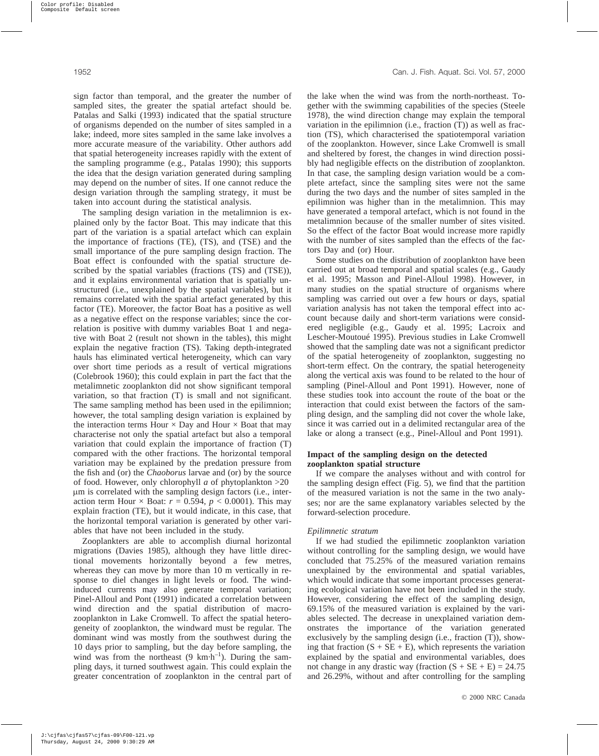sign factor than temporal, and the greater the number of sampled sites, the greater the spatial artefact should be. Patalas and Salki (1993) indicated that the spatial structure of organisms depended on the number of sites sampled in a lake; indeed, more sites sampled in the same lake involves a more accurate measure of the variability. Other authors add that spatial heterogeneity increases rapidly with the extent of the sampling programme (e.g., Patalas 1990); this supports the idea that the design variation generated during sampling may depend on the number of sites. If one cannot reduce the design variation through the sampling strategy, it must be taken into account during the statistical analysis.

The sampling design variation in the metalimnion is explained only by the factor Boat. This may indicate that this part of the variation is a spatial artefact which can explain the importance of fractions (TE), (TS), and (TSE) and the small importance of the pure sampling design fraction. The Boat effect is confounded with the spatial structure described by the spatial variables (fractions (TS) and (TSE)), and it explains environmental variation that is spatially unstructured (i.e., unexplained by the spatial variables), but it remains correlated with the spatial artefact generated by this factor (TE). Moreover, the factor Boat has a positive as well as a negative effect on the response variables; since the correlation is positive with dummy variables Boat 1 and negative with Boat 2 (result not shown in the tables), this might explain the negative fraction (TS). Taking depth-integrated hauls has eliminated vertical heterogeneity, which can vary over short time periods as a result of vertical migrations (Colebrook 1960); this could explain in part the fact that the metalimnetic zooplankton did not show significant temporal variation, so that fraction (T) is small and not significant. The same sampling method has been used in the epilimnion; however, the total sampling design variation is explained by the interaction terms Hour × Day and Hour × Boat that may characterise not only the spatial artefact but also a temporal variation that could explain the importance of fraction (T) compared with the other fractions. The horizontal temporal variation may be explained by the predation pressure from the fish and (or) the *Chaoborus* larvae and (or) by the source of food. However, only chlorophyll *a* of phytoplankton >20 µm is correlated with the sampling design factors (i.e., interaction term Hour × Boat: $r = 0.594$, $p < 0.0001$). This may explain fraction (TE), but it would indicate, in this case, that the horizontal temporal variation is generated by other variables that have not been included in the study.

Zooplankters are able to accomplish diurnal horizontal migrations (Davies 1985), although they have little directional movements horizontally beyond a few metres, whereas they can move by more than 10 m vertically in response to diel changes in light levels or food. The wind-induced currents may also generate temporal variation; Pinel-Alloul and Pont (1991) indicated a correlation between wind direction and the spatial distribution of macrozooplankton in Lake Cromwell. To affect the spatial heterogeneity of zooplankton, the windward must be regular. The dominant wind was mostly from the southwest during the 10 days prior to sampling, but the day before sampling, the wind was from the northeast (9 $km \cdot h^{-1}$). During the sampling days, it turned southwest again. This could explain the greater concentration of zooplankton in the central part of the lake when the wind was from the north-northeast. Together with the swimming capabilities of the species (Steele 1978), the wind direction change may explain the temporal variation in the epilimnion (i.e., fraction (T)) as well as fraction (TS), which characterised the spatiotemporal variation of the zooplankton. However, since Lake Cromwell is small and sheltered by forest, the changes in wind direction possibly had negligible effects on the distribution of zooplankton. In that case, the sampling design variation would be a complete artefact, since the sampling sites were not the same during the two days and the number of sites sampled in the epilimnion was higher than in the metalimnion. This may have generated a temporal artefact, which is not found in the metalimnion because of the smaller number of sites visited. So the effect of the factor Boat would increase more rapidly with the number of sites sampled than the effects of the factors Day and (or) Hour.

Some studies on the distribution of zooplankton have been carried out at broad temporal and spatial scales (e.g., Gaudy et al. 1995; Masson and Pinel-Alloul 1998). However, in many studies on the spatial structure of organisms where sampling was carried out over a few hours or days, spatial variation analysis has not taken the temporal effect into account because daily and short-term variations were considered negligible (e.g., Gaudy et al. 1995; Lacroix and Lescher-Moutoué 1995). Previous studies in Lake Cromwell showed that the sampling date was not a significant predictor of the spatial heterogeneity of zooplankton, suggesting no short-term effect. On the contrary, the spatial heterogeneity along the vertical axis was found to be related to the hour of sampling (Pinel-Alloul and Pont 1991). However, none of these studies took into account the route of the boat or the interaction that could exist between the factors of the sampling design, and the sampling did not cover the whole lake, since it was carried out in a delimited rectangular area of the lake or along a transect (e.g., Pinel-Alloul and Pont 1991).

### Impact of the sampling design on the detected zooplankton spatial structure

If we compare the analyses without and with control for the sampling design effect (Fig. 5), we find that the partition of the measured variation is not the same in the two analyses; nor are the same explanatory variables selected by the forward-selection procedure.

#### *Epilimnetic stratum*

If we had studied the epilimnetic zooplankton variation without controlling for the sampling design, we would have concluded that 75.25% of the measured variation remains unexplained by the environmental and spatial variables, which would indicate that some important processes generating ecological variation have not been included in the study. However, considering the effect of the sampling design, 69.15% of the measured variation is explained by the variables selected. The decrease in unexplained variation demonstrates the importance of the variation generated exclusively by the sampling design (i.e., fraction (T)), showing that fraction (S + SE + E), which represents the variation explained by the spatial and environmental variables, does not change in any drastic way (fraction (S + SE + E) = 24.75 and 26.29%, without and after controlling for the sampling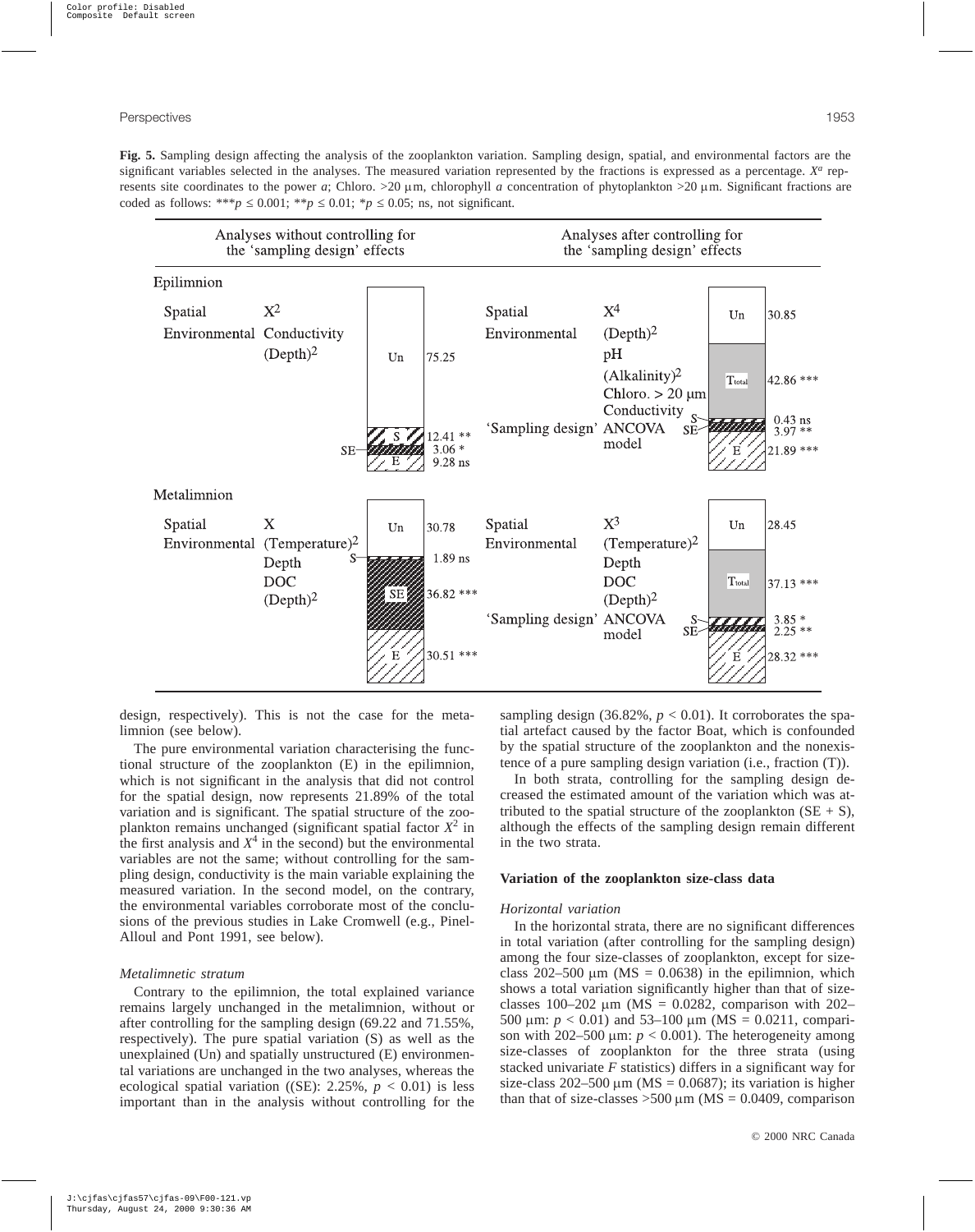**Fig. 5.** Sampling design affecting the analysis of the zooplankton variation. Sampling design, spatial, and environmental factors are the significant variables selected in the analyses. The measured variation represented by the fractions is expressed as a percentage. $X^a$ represents site coordinates to the power $a$; Chloro. >20 µm, chlorophyll $a$ concentration of phytoplankton >20 µm. Significant fractions are coded as follows: *** $p \leq 0.001$; ** $p \leq 0.01$; * $p \leq 0.05$; ns, not significant.

| | Analyses without controlling for the 'sampling design' effects | | Analyses after controlling for the 'sampling design' effects | |
|---|---|---|---|---|
| **Epilimnion** | | | | |
| Spatial | $X^2$ | | $X^4$ | |
| Environmental | Conductivity, $(Depth)^2$ | | $(Depth)^2$, pH, $(Alkalinity)^2$, Chloro. > 20 µm, Conductivity | |
| 'Sampling design' | | | ANCOVA model | |
| Fractions | Un: 75.25; S: 12.41 **; SE: 3.06 *; E: 9.28 ns | | Un: 30.85; $T_{total}$: 42.86 ***; S: 0.43 ns; SE: 3.97 **; E: 21.89 *** | |
| **Metalimnion** | | | | |
| Spatial | $X$ | | $X^3$ | |
| Environmental | $(Temperature)^2$, Depth, DOC, $(Depth)^2$ | | $(Temperature)^2$, Depth, DOC, $(Depth)^2$ | |
| 'Sampling design' | | | ANCOVA model | |
| Fractions | Un: 30.78; S: 1.89 ns; SE: 36.82 ***; E: 30.51 *** | | Un: 28.45; $T_{total}$: 37.13 ***; S: 3.85 *; SE: 2.25 **; E: 28.32 *** | |

design, respectively). This is not the case for the metalimnion (see below).

The pure environmental variation characterising the functional structure of the zooplankton (E) in the epilimnion, which is not significant in the analysis that did not control for the spatial design, now represents 21.89% of the total variation and is significant. The spatial structure of the zooplankton remains unchanged (significant spatial factor $X^2$ in the first analysis and $X^4$ in the second) but the environmental variables are not the same; without controlling for the sampling design, conductivity is the main variable explaining the measured variation. In the second model, on the contrary, the environmental variables corroborate most of the conclusions of the previous studies in Lake Cromwell (e.g., Pinel-Alloul and Pont 1991, see below).

*Metalimnetic stratum*

Contrary to the epilimnion, the total explained variance remains largely unchanged in the metalimnion, without or after controlling for the sampling design (69.22 and 71.55%, respectively). The pure spatial variation (S) as well as the unexplained (Un) and spatially unstructured (E) environmental variations are unchanged in the two analyses, whereas the ecological spatial variation ((SE): 2.25%, $p < 0.01$) is less important than in the analysis without controlling for the sampling design (36.82%, $p < 0.01$). It corroborates the spatial artefact caused by the factor Boat, which is confounded by the spatial structure of the zooplankton and the nonexistence of a pure sampling design variation (i.e., fraction (T)).

In both strata, controlling for the sampling design decreased the estimated amount of the variation which was attributed to the spatial structure of the zooplankton (SE + S), although the effects of the sampling design remain different in the two strata.

### Variation of the zooplankton size-class data

*Horizontal variation*

In the horizontal strata, there are no significant differences in total variation (after controlling for the sampling design) among the four size-classes of zooplankton, except for size-class 202–500 µm (MS = 0.0638) in the epilimnion, which shows a total variation significantly higher than that of size-classes 100–202 µm (MS = 0.0282, comparison with 202–500 µm: $p < 0.01$) and 53–100 µm (MS = 0.0211, comparison with 202–500 µm: $p < 0.001$). The heterogeneity among size-classes of zooplankton for the three strata (using stacked univariate $F$ statistics) differs in a significant way for size-class 202–500 µm (MS = 0.0687); its variation is higher than that of size-classes >500 µm (MS = 0.0409, comparison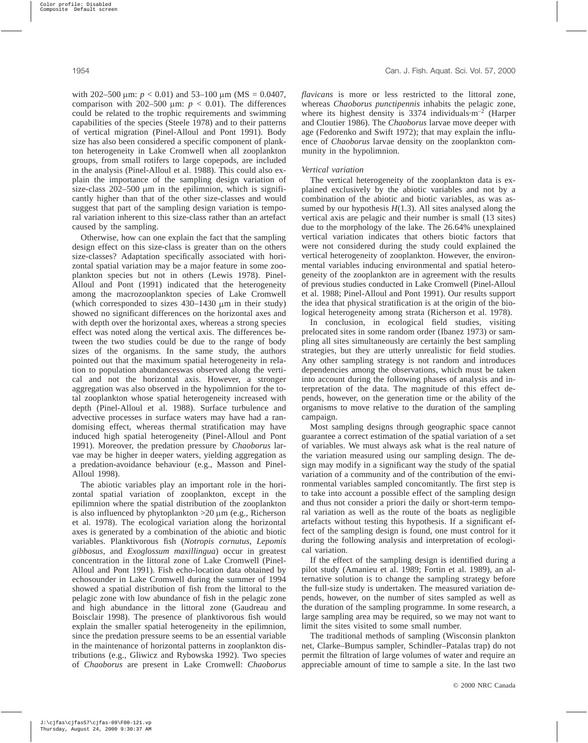with 202–500 µm: $p < 0.01$) and 53–100 µm (MS = 0.0407, comparison with 202–500 µm: $p < 0.01$). The differences could be related to the trophic requirements and swimming capabilities of the species (Steele 1978) and to their patterns of vertical migration (Pinel-Alloul and Pont 1991). Body size has also been considered a specific component of plankton heterogeneity in Lake Cromwell when all zooplankton groups, from small rotifers to large copepods, are included in the analysis (Pinel-Alloul et al. 1988). This could also explain the importance of the sampling design variation of size-class 202–500 µm in the epilimnion, which is significantly higher than that of the other size-classes and would suggest that part of the sampling design variation is temporal variation inherent to this size-class rather than an artefact caused by the sampling.

Otherwise, how can one explain the fact that the sampling design effect on this size-class is greater than on the others size-classes? Adaptation specifically associated with horizontal spatial variation may be a major feature in some zooplankton species but not in others (Lewis 1978). Pinel-Alloul and Pont (1991) indicated that the heterogeneity among the macrozooplankton species of Lake Cromwell (which corresponded to sizes 430–1430 µm in their study) showed no significant differences on the horizontal axes and with depth over the horizontal axes, whereas a strong species effect was noted along the vertical axis. The differences between the two studies could be due to the range of body sizes of the organisms. In the same study, the authors pointed out that the maximum spatial heterogeneity in relation to population abundanceswas observed along the vertical and not the horizontal axis. However, a stronger aggregation was also observed in the hypolimnion for the total zooplankton whose spatial heterogeneity increased with depth (Pinel-Alloul et al. 1988). Surface turbulence and advective processes in surface waters may have had a randomising effect, whereas thermal stratification may have induced high spatial heterogeneity (Pinel-Alloul and Pont 1991). Moreover, the predation pressure by *Chaoborus* larvae may be higher in deeper waters, yielding aggregation as a predation-avoidance behaviour (e.g., Masson and Pinel-Alloul 1998).

The abiotic variables play an important role in the horizontal spatial variation of zooplankton, except in the epilimnion where the spatial distribution of the zooplankton is also influenced by phytoplankton >20 µm (e.g., Richerson et al. 1978). The ecological variation along the horizontal axes is generated by a combination of the abiotic and biotic variables. Planktivorous fish (*Notropis cornutus*, *Lepomis gibbosus*, and *Exoglossum maxillingua*) occur in greatest concentration in the littoral zone of Lake Cromwell (Pinel-Alloul and Pont 1991). Fish echo-location data obtained by echosounder in Lake Cromwell during the summer of 1994 showed a spatial distribution of fish from the littoral to the pelagic zone with low abundance of fish in the pelagic zone and high abundance in the littoral zone (Gaudreau and Boisclair 1998). The presence of planktivorous fish would explain the smaller spatial heterogeneity in the epilimnion, since the predation pressure seems to be an essential variable in the maintenance of horizontal patterns in zooplankton distributions (e.g., Gliwicz and Rybowska 1992). Two species of *Chaoborus* are present in Lake Cromwell: *Chaoborus flavicans* is more or less restricted to the littoral zone, whereas *Chaoborus punctipennis* inhabits the pelagic zone, where its highest density is 3374 individuals·m$^{-2}$ (Harper and Cloutier 1986). The *Chaoborus* larvae move deeper with age (Fedorenko and Swift 1972); that may explain the influence of *Chaoborus* larvae density on the zooplankton community in the hypolimnion.

### *Vertical variation*

The vertical heterogeneity of the zooplankton data is explained exclusively by the abiotic variables and not by a combination of the abiotic and biotic variables, as was assumed by our hypothesis *H*(1.3). All sites analysed along the vertical axis are pelagic and their number is small (13 sites) due to the morphology of the lake. The 26.64% unexplained vertical variation indicates that others biotic factors that were not considered during the study could explained the vertical heterogeneity of zooplankton. However, the environmental variables inducing environmental and spatial heterogeneity of the zooplankton are in agreement with the results of previous studies conducted in Lake Cromwell (Pinel-Alloul et al. 1988; Pinel-Alloul and Pont 1991). Our results support the idea that physical stratification is at the origin of the biological heterogeneity among strata (Richerson et al. 1978).

In conclusion, in ecological field studies, visiting prelocated sites in some random order (Ibanez 1973) or sampling all sites simultaneously are certainly the best sampling strategies, but they are utterly unrealistic for field studies. Any other sampling strategy is not random and introduces dependencies among the observations, which must be taken into account during the following phases of analysis and interpretation of the data. The magnitude of this effect depends, however, on the generation time or the ability of the organisms to move relative to the duration of the sampling campaign.

Most sampling designs through geographic space cannot guarantee a correct estimation of the spatial variation of a set of variables. We must always ask what is the real nature of the variation measured using our sampling design. The design may modify in a significant way the study of the spatial variation of a community and of the contribution of the environmental variables sampled concomitantly. The first step is to take into account a possible effect of the sampling design and thus not consider a priori the daily or short-term temporal variation as well as the route of the boats as negligible artefacts without testing this hypothesis. If a significant effect of the sampling design is found, one must control for it during the following analysis and interpretation of ecological variation.

If the effect of the sampling design is identified during a pilot study (Amanieu et al. 1989; Fortin et al. 1989), an alternative solution is to change the sampling strategy before the full-size study is undertaken. The measured variation depends, however, on the number of sites sampled as well as the duration of the sampling programme. In some research, a large sampling area may be required, so we may not want to limit the sites visited to some small number.

The traditional methods of sampling (Wisconsin plankton net, Clarke–Bumpus sampler, Schindler–Patalas trap) do not permit the filtration of large volumes of water and require an appreciable amount of time to sample a site. In the last two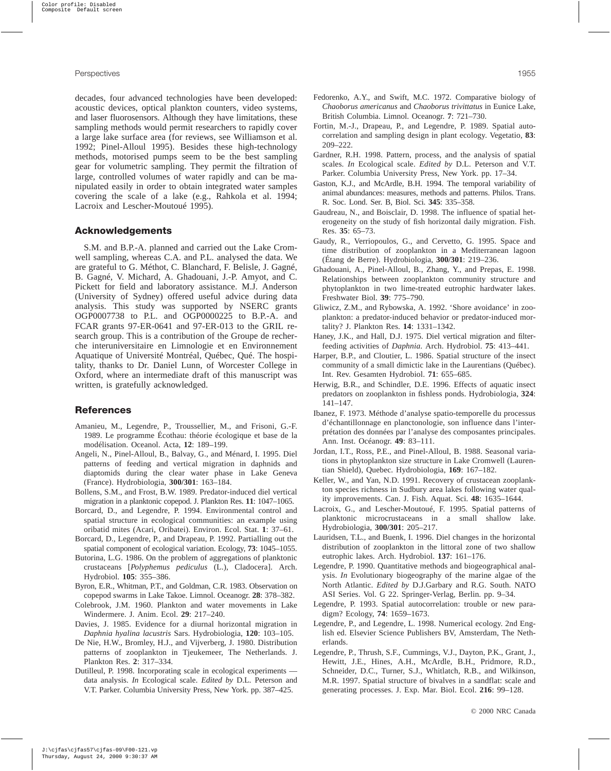decades, four advanced technologies have been developed: acoustic devices, optical plankton counters, video systems, and laser fluorosensors. Although they have limitations, these sampling methods would permit researchers to rapidly cover a large lake surface area (for reviews, see Williamson et al. 1992; Pinel-Alloul 1995). Besides these high-technology methods, motorised pumps seem to be the best sampling gear for volumetric sampling. They permit the filtration of large, controlled volumes of water rapidly and can be manipulated easily in order to obtain integrated water samples covering the scale of a lake (e.g., Rahkola et al. 1994; Lacroix and Lescher-Moutoué 1995).

## Acknowledgements

S.M. and B.P.-A. planned and carried out the Lake Cromwell sampling, whereas C.A. and P.L. analysed the data. We are grateful to G. Méthot, C. Blanchard, F. Belisle, J. Gagné, B. Gagné, V. Michard, A. Ghadouani, J.-P. Amyot, and C. Pickett for field and laboratory assistance. M.J. Anderson (University of Sydney) offered useful advice during data analysis. This study was supported by NSERC grants OGP0007738 to P.L. and OGP0000225 to B.P.-A. and FCAR grants 97-ER-0641 and 97-ER-013 to the GRIL research group. This is a contribution of the Groupe de recherche interuniversitaire en Limnologie et en Environnement Aquatique of Université Montréal, Québec, Qué. The hospitality, thanks to Dr. Daniel Lunn, of Worcester College in Oxford, where an intermediate draft of this manuscript was written, is gratefully acknowledged.

## References

Amanieu, M., Legendre, P., Troussellier, M., and Frisoni, G.-F. 1989. Le programme Écothau: théorie écologique et base de la modélisation. Oceanol. Acta, **12**: 189–199.

Angeli, N., Pinel-Alloul, B., Balvay, G., and Ménard, I. 1995. Diel patterns of feeding and vertical migration in daphnids and diaptomids during the clear water phase in Lake Geneva (France). Hydrobiologia, **300/301**: 163–184.

Bollens, S.M., and Frost, B.W. 1989. Predator-induced diel vertical migration in a planktonic copepod. J. Plankton Res. **11**: 1047–1065.

Borcard, D., and Legendre, P. 1994. Environmental control and spatial structure in ecological communities: an example using oribatid mites (Acari, Oribatei). Environ. Ecol. Stat. **1**: 37–61.

Borcard, D., Legendre, P., and Drapeau, P. 1992. Partialling out the spatial component of ecological variation. Ecology, **73**: 1045–1055.

Butorina, L.G. 1986. On the problem of aggregations of planktonic crustaceans [*Polyphemus pediculus* (L.), Cladocera]. Arch. Hydrobiol. **105**: 355–386.

Byron, E.R., Whitman, P.T., and Goldman, C.R. 1983. Observation on copepod swarms in Lake Takoe. Limnol. Oceanogr. **28**: 378–382.

Colebrook, J.M. 1960. Plankton and water movements in Lake Windermere. J. Anim. Ecol. **29**: 217–240.

Davies, J. 1985. Evidence for a diurnal horizontal migration in *Daphnia hyalina lacustris* Sars. Hydrobiologia, **120**: 103–105.

De Nie, H.W., Bromley, H.J., and Vijverberg, J. 1980. Distribution patterns of zooplankton in Tjeukemeer, The Netherlands. J. Plankton Res. **2**: 317–334.

Dutilleul, P. 1998. Incorporating scale in ecological experiments — data analysis. *In* Ecological scale. *Edited by* D.L. Peterson and V.T. Parker. Columbia University Press, New York. pp. 387–425.

Fedorenko, A.Y., and Swift, M.C. 1972. Comparative biology of *Chaoborus americanus* and *Chaoborus trivittatus* in Eunice Lake, British Columbia. Limnol. Oceanogr. **7**: 721–730.

Fortin, M.-J., Drapeau, P., and Legendre, P. 1989. Spatial autocorrelation and sampling design in plant ecology. Vegetatio, **83**: 209–222.

Gardner, R.H. 1998. Pattern, process, and the analysis of spatial scales. *In* Ecological scale. *Edited by* D.L. Peterson and V.T. Parker. Columbia University Press, New York. pp. 17–34.

Gaston, K.J., and McArdle, B.H. 1994. The temporal variability of animal abundances: measures, methods and patterns. Philos. Trans. R. Soc. Lond. Ser. B, Biol. Sci. **345**: 335–358.

Gaudreau, N., and Boisclair, D. 1998. The influence of spatial heterogeneity on the study of fish horizontal daily migration. Fish. Res. **35**: 65–73.

Gaudy, R., Verriopoulos, G., and Cervetto, G. 1995. Space and time distribution of zooplankton in a Mediterranean lagoon (Étang de Berre). Hydrobiologia, **300/301**: 219–236.

Ghadouani, A., Pinel-Alloul, B., Zhang, Y., and Prepas, E. 1998. Relationships between zooplankton community structure and phytoplankton in two lime-treated eutrophic hardwater lakes. Freshwater Biol. **39**: 775–790.

Gliwicz, Z.M., and Rybowska, A. 1992. 'Shore avoidance' in zooplankton: a predator-induced behavior or predator-induced mortality? J. Plankton Res. **14**: 1331–1342.

Haney, J.K., and Hall, D.J. 1975. Diel vertical migration and filter-feeding activities of *Daphnia*. Arch. Hydrobiol. **75**: 413–441.

Harper, B.P., and Cloutier, L. 1986. Spatial structure of the insect community of a small dimictic lake in the Laurentians (Québec). Int. Rev. Gesamten Hydrobiol. **71**: 655–685.

Herwig, B.R., and Schindler, D.E. 1996. Effects of aquatic insect predators on zooplankton in fishless ponds. Hydrobiologia, **324**: 141–147.

Ibanez, F. 1973. Méthode d'analyse spatio-temporelle du processus d'échantillonnage en planctonologie, son influence dans l'interprétation des données par l'analyse des composantes principales. Ann. Inst. Océanogr. **49**: 83–111.

Jordan, I.T., Ross, P.E., and Pinel-Alloul, B. 1988. Seasonal variations in phytoplankton size structure in Lake Cromwell (Laurentian Shield), Quebec. Hydrobiologia, **169**: 167–182.

Keller, W., and Yan, N.D. 1991. Recovery of crustacean zooplankton species richness in Sudbury area lakes following water quality improvements. Can. J. Fish. Aquat. Sci. **48**: 1635–1644.

Lacroix, G., and Lescher-Moutoué, F. 1995. Spatial patterns of planktonic microcrustaceans in a small shallow lake. Hydrobiologia, **300/301**: 205–217.

Lauridsen, T.L., and Buenk, I. 1996. Diel changes in the horizontal distribution of zooplankton in the littoral zone of two shallow eutrophic lakes. Arch. Hydrobiol. **137**: 161–176.

Legendre, P. 1990. Quantitative methods and biogeographical analysis. *In* Evolutionary biogeography of the marine algae of the North Atlantic. *Edited by* D.J.Garbary and R.G. South. NATO ASI Series. Vol. G 22. Springer-Verlag, Berlin. pp. 9–34.

Legendre, P. 1993. Spatial autocorrelation: trouble or new paradigm? Ecology, **74**: 1659–1673.

Legendre, P., and Legendre, L. 1998. Numerical ecology. 2nd English ed. Elsevier Science Publishers BV, Amsterdam, The Netherlands.

Legendre, P., Thrush, S.F., Cummings, V.J., Dayton, P.K., Grant, J., Hewitt, J.E., Hines, A.H., McArdle, B.H., Pridmore, R.D., Schneider, D.C., Turner, S.J., Whitlatch, R.B., and Wilkinson, M.R. 1997. Spatial structure of bivalves in a sandflat: scale and generating processes. J. Exp. Mar. Biol. Ecol. **216**: 99–128.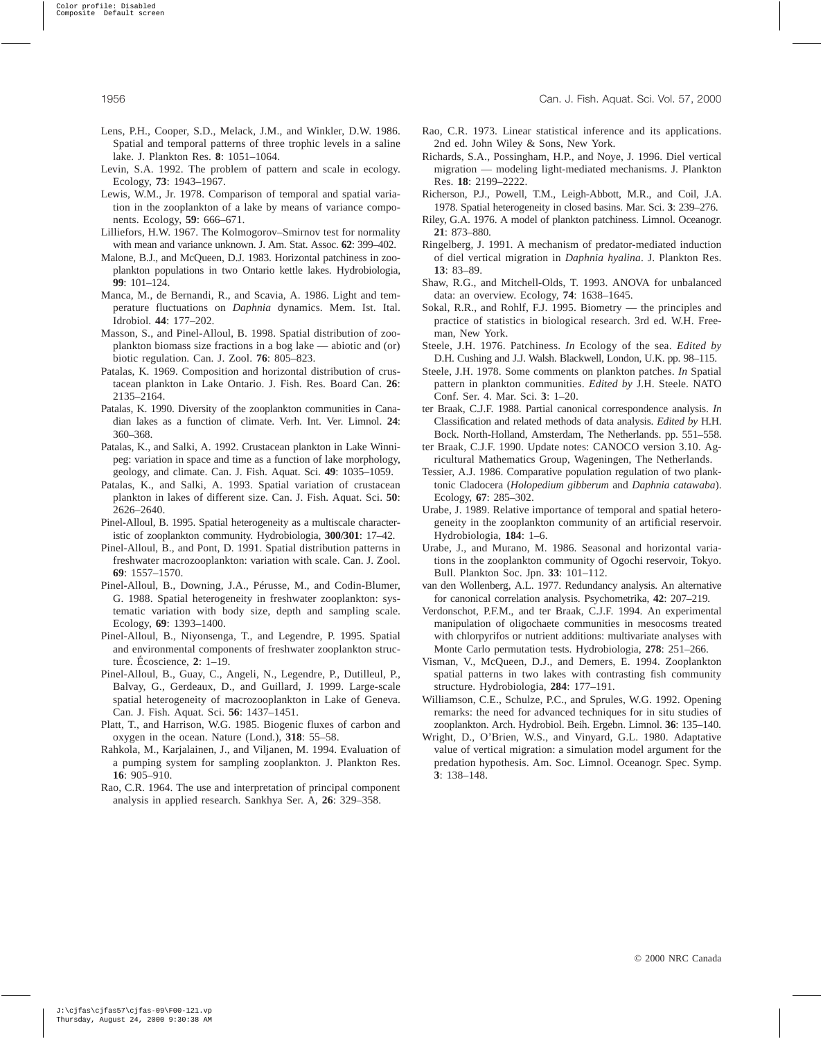Lens, P.H., Cooper, S.D., Melack, J.M., and Winkler, D.W. 1986. Spatial and temporal patterns of three trophic levels in a saline lake. J. Plankton Res. **8**: 1051–1064.

Levin, S.A. 1992. The problem of pattern and scale in ecology. Ecology, **73**: 1943–1967.

Lewis, W.M., Jr. 1978. Comparison of temporal and spatial variation in the zooplankton of a lake by means of variance components. Ecology, **59**: 666–671.

Lilliefors, H.W. 1967. The Kolmogorov–Smirnov test for normality with mean and variance unknown. J. Am. Stat. Assoc. **62**: 399–402.

Malone, B.J., and McQueen, D.J. 1983. Horizontal patchiness in zooplankton populations in two Ontario kettle lakes. Hydrobiologia, **99**: 101–124.

Manca, M., de Bernandi, R., and Scavia, A. 1986. Light and temperature fluctuations on *Daphnia* dynamics. Mem. Ist. Ital. Idrobiol. **44**: 177–202.

Masson, S., and Pinel-Alloul, B. 1998. Spatial distribution of zooplankton biomass size fractions in a bog lake — abiotic and (or) biotic regulation. Can. J. Zool. **76**: 805–823.

Patalas, K. 1969. Composition and horizontal distribution of crustacean plankton in Lake Ontario. J. Fish. Res. Board Can. **26**: 2135–2164.

Patalas, K. 1990. Diversity of the zooplankton communities in Canadian lakes as a function of climate. Verh. Int. Ver. Limnol. **24**: 360–368.

Patalas, K., and Salki, A. 1992. Crustacean plankton in Lake Winnipeg: variation in space and time as a function of lake morphology, geology, and climate. Can. J. Fish. Aquat. Sci. **49**: 1035–1059.

Patalas, K., and Salki, A. 1993. Spatial variation of crustacean plankton in lakes of different size. Can. J. Fish. Aquat. Sci. **50**: 2626–2640.

Pinel-Alloul, B. 1995. Spatial heterogeneity as a multiscale characteristic of zooplankton community. Hydrobiologia, **300/301**: 17–42.

Pinel-Alloul, B., and Pont, D. 1991. Spatial distribution patterns in freshwater macrozooplankton: variation with scale. Can. J. Zool. **69**: 1557–1570.

Pinel-Alloul, B., Downing, J.A., Pérusse, M., and Codin-Blumer, G. 1988. Spatial heterogeneity in freshwater zooplankton: systematic variation with body size, depth and sampling scale. Ecology, **69**: 1393–1400.

Pinel-Alloul, B., Niyonsenga, T., and Legendre, P. 1995. Spatial and environmental components of freshwater zooplankton structure. Écoscience, **2**: 1–19.

Pinel-Alloul, B., Guay, C., Angeli, N., Legendre, P., Dutilleul, P., Balvay, G., Gerdeaux, D., and Guillard, J. 1999. Large-scale spatial heterogeneity of macrozooplankton in Lake of Geneva. Can. J. Fish. Aquat. Sci. **56**: 1437–1451.

Platt, T., and Harrison, W.G. 1985. Biogenic fluxes of carbon and oxygen in the ocean. Nature (Lond.), **318**: 55–58.

Rahkola, M., Karjalainen, J., and Viljanen, M. 1994. Evaluation of a pumping system for sampling zooplankton. J. Plankton Res. **16**: 905–910.

Rao, C.R. 1964. The use and interpretation of principal component analysis in applied research. Sankhya Ser. A, **26**: 329–358.

Rao, C.R. 1973. Linear statistical inference and its applications. 2nd ed. John Wiley & Sons, New York.

Richards, S.A., Possingham, H.P., and Noye, J. 1996. Diel vertical migration — modeling light-mediated mechanisms. J. Plankton Res. **18**: 2199–2222.

Richerson, P.J., Powell, T.M., Leigh-Abbott, M.R., and Coil, J.A. 1978. Spatial heterogeneity in closed basins. Mar. Sci. **3**: 239–276.

Riley, G.A. 1976. A model of plankton patchiness. Limnol. Oceanogr. **21**: 873–880.

Ringelberg, J. 1991. A mechanism of predator-mediated induction of diel vertical migration in *Daphnia hyalina*. J. Plankton Res. **13**: 83–89.

Shaw, R.G., and Mitchell-Olds, T. 1993. ANOVA for unbalanced data: an overview. Ecology, **74**: 1638–1645.

Sokal, R.R., and Rohlf, F.J. 1995. Biometry — the principles and practice of statistics in biological research. 3rd ed. W.H. Freeman, New York.

Steele, J.H. 1976. Patchiness. *In* Ecology of the sea. *Edited by* D.H. Cushing and J.J. Walsh. Blackwell, London, U.K. pp. 98–115.

Steele, J.H. 1978. Some comments on plankton patches. *In* Spatial pattern in plankton communities. *Edited by* J.H. Steele. NATO Conf. Ser. 4. Mar. Sci. **3**: 1–20.

ter Braak, C.J.F. 1988. Partial canonical correspondence analysis. *In* Classification and related methods of data analysis. *Edited by* H.H. Bock. North-Holland, Amsterdam, The Netherlands. pp. 551–558.

ter Braak, C.J.F. 1990. Update notes: CANOCO version 3.10. Agricultural Mathematics Group, Wageningen, The Netherlands.

Tessier, A.J. 1986. Comparative population regulation of two planktonic Cladocera (*Holopedium gibberum* and *Daphnia catawaba*). Ecology, **67**: 285–302.

Urabe, J. 1989. Relative importance of temporal and spatial heterogeneity in the zooplankton community of an artificial reservoir. Hydrobiologia, **184**: 1–6.

Urabe, J., and Murano, M. 1986. Seasonal and horizontal variations in the zooplankton community of Ogochi reservoir, Tokyo. Bull. Plankton Soc. Jpn. **33**: 101–112.

van den Wollenberg, A.L. 1977. Redundancy analysis. An alternative for canonical correlation analysis. Psychometrika, **42**: 207–219.

Verdonschot, P.F.M., and ter Braak, C.J.F. 1994. An experimental manipulation of oligochaete communities in mesocosms treated with chlorpyrifos or nutrient additions: multivariate analyses with Monte Carlo permutation tests. Hydrobiologia, **278**: 251–266.

Visman, V., McQueen, D.J., and Demers, E. 1994. Zooplankton spatial patterns in two lakes with contrasting fish community structure. Hydrobiologia, **284**: 177–191.

Williamson, C.E., Schulze, P.C., and Sprules, W.G. 1992. Opening remarks: the need for advanced techniques for in situ studies of zooplankton. Arch. Hydrobiol. Beih. Ergebn. Limnol. **36**: 135–140.

Wright, D., O'Brien, W.S., and Vinyard, G.L. 1980. Adaptative value of vertical migration: a simulation model argument for the predation hypothesis. Am. Soc. Limnol. Oceanogr. Spec. Symp. **3**: 138–148.